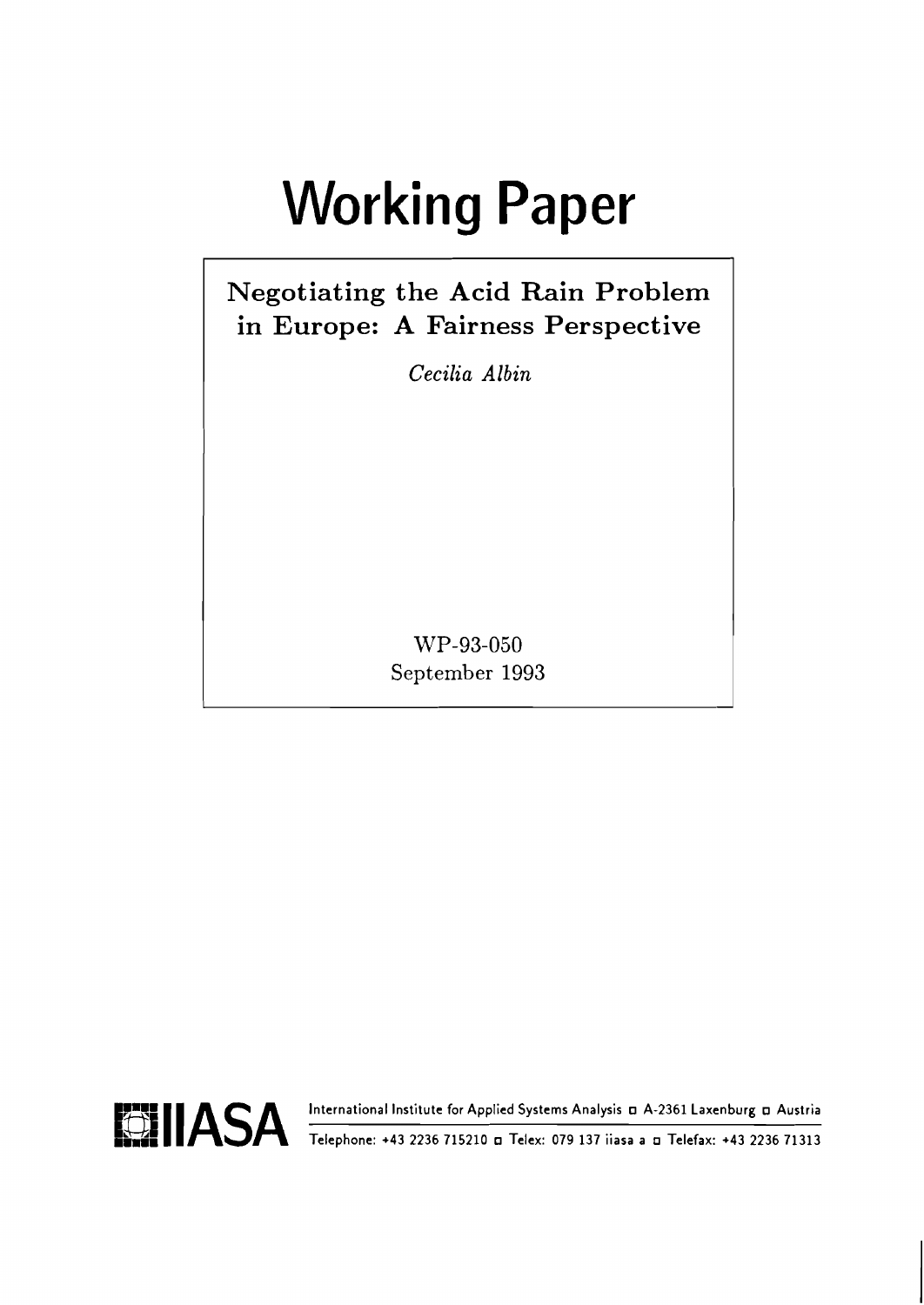# Working Paper

## Negotiating the Acid Rain Problem in Europe: A Fairness Perspective

*Cecilia Albin*

WP-93-050
September 1993

IIASA International Institute for Applied Systems Analysis ◻ A-2361 Laxenburg ◻ Austria
Telephone: +43 2236 715210 ◻ Telex: 079 137 iiasa a ◻ Telefax: +43 2236 71313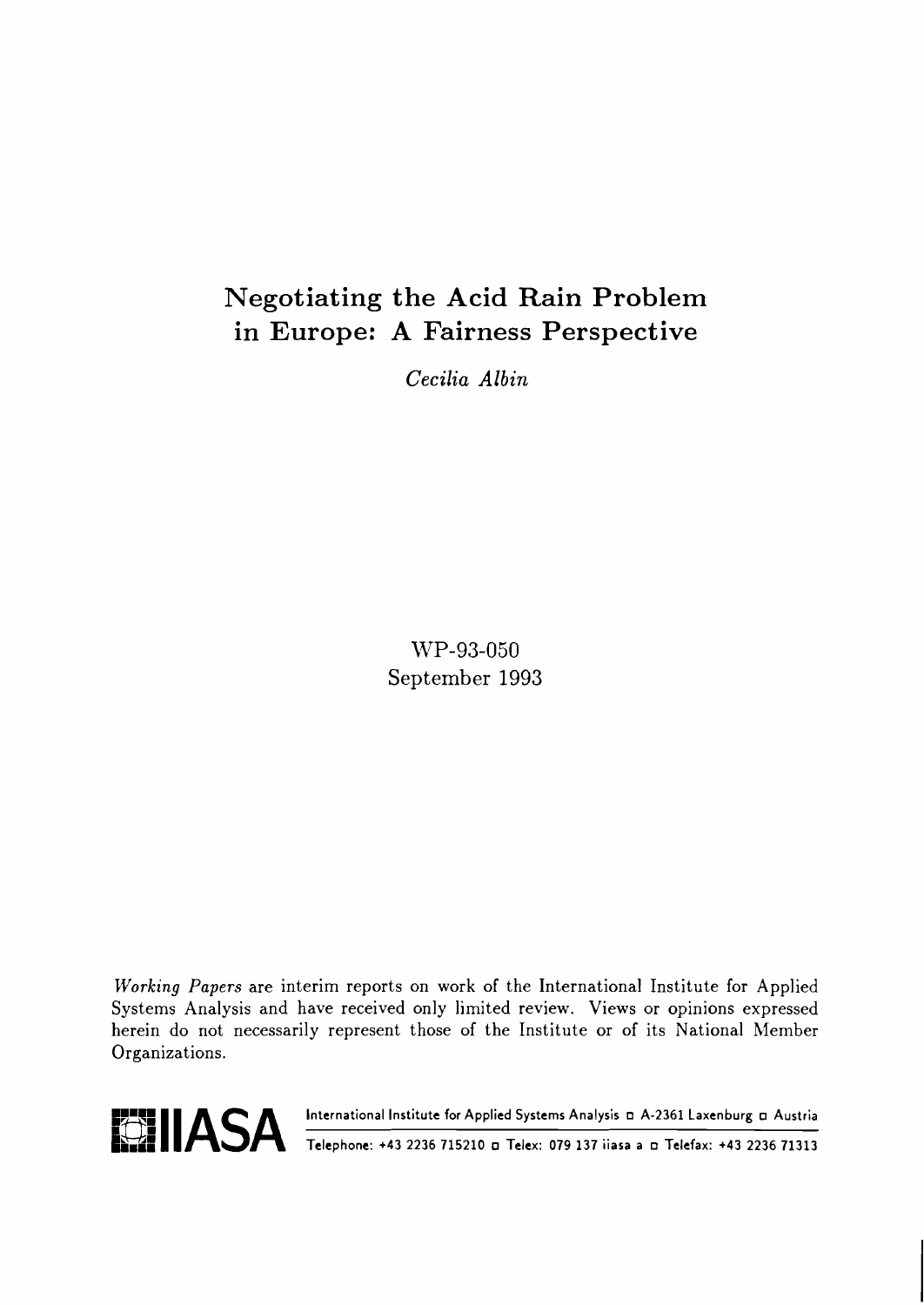# Negotiating the Acid Rain Problem in Europe: A Fairness Perspective

*Cecilia Albin*

WP-93-050
September 1993

*Working Papers* are interim reports on work of the International Institute for Applied Systems Analysis and have received only limited review. Views or opinions expressed herein do not necessarily represent those of the Institute or of its National Member Organizations.

IIASA International Institute for Applied Systems Analysis ◻ A-2361 Laxenburg ◻ Austria

Telephone: +43 2236 715210 ◻ Telex: 079 137 iiasa a ◻ Telefax: +43 2236 71313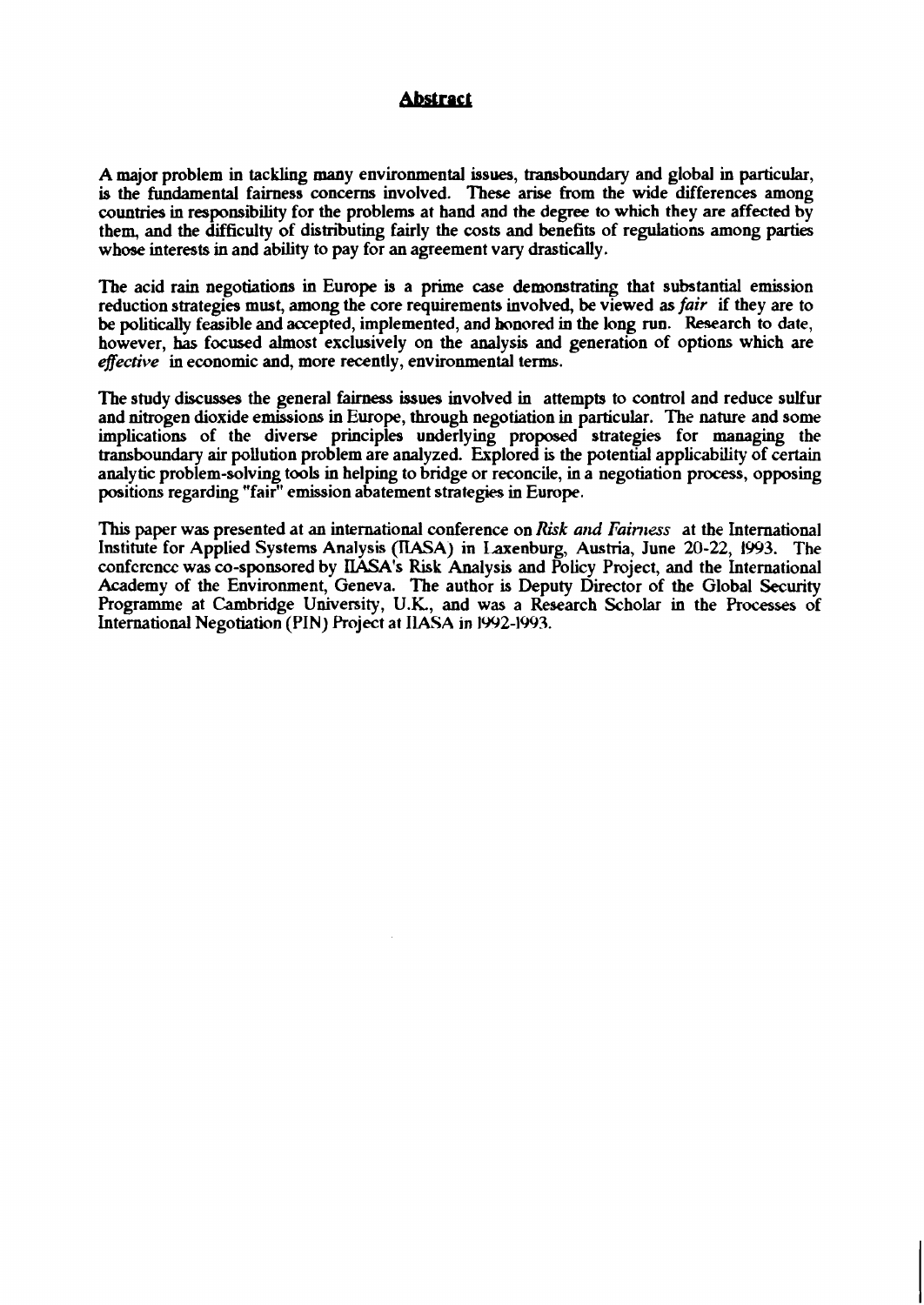## Abstract

A major problem in tackling many environmental issues, transboundary and global in particular, is the fundamental fairness concerns involved. These arise from the wide differences among countries in responsibility for the problems at hand and the degree to which they are affected by them, and the difficulty of distributing fairly the costs and benefits of regulations among parties whose interests in and ability to pay for an agreement vary drastically.

The acid rain negotiations in Europe is a prime case demonstrating that substantial emission reduction strategies must, among the core requirements involved, be viewed as *fair* if they are to be politically feasible and accepted, implemented, and honored in the long run. Research to date, however, has focused almost exclusively on the analysis and generation of options which are *effective* in economic and, more recently, environmental terms.

The study discusses the general fairness issues involved in attempts to control and reduce sulfur and nitrogen dioxide emissions in Europe, through negotiation in particular. The nature and some implications of the diverse principles underlying proposed strategies for managing the transboundary air pollution problem are analyzed. Explored is the potential applicability of certain analytic problem-solving tools in helping to bridge or reconcile, in a negotiation process, opposing positions regarding "fair" emission abatement strategies in Europe.

This paper was presented at an international conference on *Risk and Fairness* at the International Institute for Applied Systems Analysis (IIASA) in Laxenburg, Austria, June 20-22, 1993. The conference was co-sponsored by IIASA's Risk Analysis and Policy Project, and the International Academy of the Environment, Geneva. The author is Deputy Director of the Global Security Programme at Cambridge University, U.K., and was a Research Scholar in the Processes of International Negotiation (PIN) Project at IIASA in 1992-1993.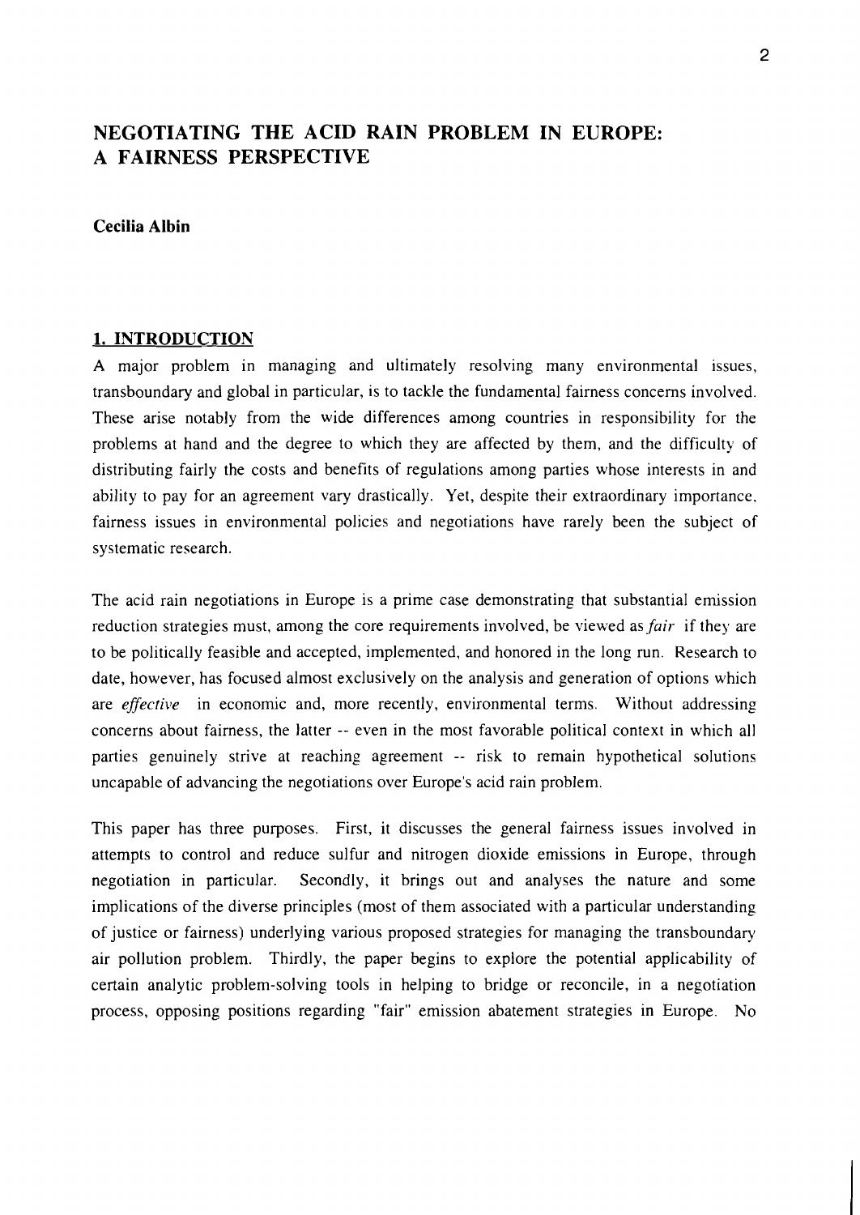# NEGOTIATING THE ACID RAIN PROBLEM IN EUROPE: A FAIRNESS PERSPECTIVE

**Cecilia Albin**

## 1. INTRODUCTION

A major problem in managing and ultimately resolving many environmental issues, transboundary and global in particular, is to tackle the fundamental fairness concerns involved. These arise notably from the wide differences among countries in responsibility for the problems at hand and the degree to which they are affected by them, and the difficulty of distributing fairly the costs and benefits of regulations among parties whose interests in and ability to pay for an agreement vary drastically. Yet, despite their extraordinary importance, fairness issues in environmental policies and negotiations have rarely been the subject of systematic research.

The acid rain negotiations in Europe is a prime case demonstrating that substantial emission reduction strategies must, among the core requirements involved, be viewed as *fair* if they are to be politically feasible and accepted, implemented, and honored in the long run. Research to date, however, has focused almost exclusively on the analysis and generation of options which are *effective* in economic and, more recently, environmental terms. Without addressing concerns about fairness, the latter -- even in the most favorable political context in which all parties genuinely strive at reaching agreement -- risk to remain hypothetical solutions uncapable of advancing the negotiations over Europe's acid rain problem.

This paper has three purposes. First, it discusses the general fairness issues involved in attempts to control and reduce sulfur and nitrogen dioxide emissions in Europe, through negotiation in particular. Secondly, it brings out and analyses the nature and some implications of the diverse principles (most of them associated with a particular understanding of justice or fairness) underlying various proposed strategies for managing the transboundary air pollution problem. Thirdly, the paper begins to explore the potential applicability of certain analytic problem-solving tools in helping to bridge or reconcile, in a negotiation process, opposing positions regarding "fair" emission abatement strategies in Europe. No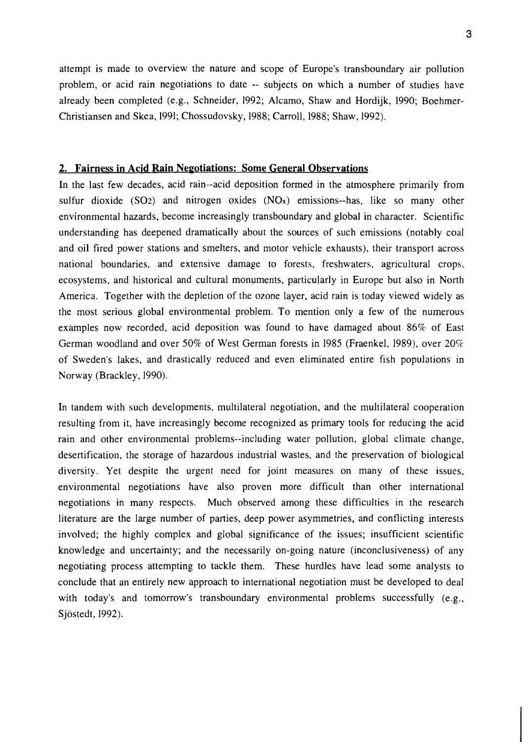attempt is made to overview the nature and scope of Europe's transboundary air pollution problem, or acid rain negotiations to date -- subjects on which a number of studies have already been completed (e.g., Schneider, 1992; Alcamo, Shaw and Hordijk, 1990; Boehmer-Christiansen and Skea, 1991; Chossudovsky, 1988; Carroll, 1988; Shaw, 1992).

## 2. Fairness in Acid Rain Negotiations: Some General Observations

In the last few decades, acid rain--acid deposition formed in the atmosphere primarily from sulfur dioxide ($SO_2$) and nitrogen oxides ($NO_x$) emissions--has, like so many other environmental hazards, become increasingly transboundary and global in character. Scientific understanding has deepened dramatically about the sources of such emissions (notably coal and oil fired power stations and smelters, and motor vehicle exhausts), their transport across national boundaries, and extensive damage to forests, freshwaters, agricultural crops, ecosystems, and historical and cultural monuments, particularly in Europe but also in North America. Together with the depletion of the ozone layer, acid rain is today viewed widely as the most serious global environmental problem. To mention only a few of the numerous examples now recorded, acid deposition was found to have damaged about 86% of East German woodland and over 50% of West German forests in 1985 (Fraenkel, 1989), over 20% of Sweden's lakes, and drastically reduced and even eliminated entire fish populations in Norway (Brackley, 1990).

In tandem with such developments, multilateral negotiation, and the multilateral cooperation resulting from it, have increasingly become recognized as primary tools for reducing the acid rain and other environmental problems--including water pollution, global climate change, desertification, the storage of hazardous industrial wastes, and the preservation of biological diversity. Yet despite the urgent need for joint measures on many of these issues, environmental negotiations have also proven more difficult than other international negotiations in many respects. Much observed among these difficulties in the research literature are the large number of parties, deep power asymmetries, and conflicting interests involved; the highly complex and global significance of the issues; insufficient scientific knowledge and uncertainty; and the necessarily on-going nature (inconclusiveness) of any negotiating process attempting to tackle them. These hurdles have lead some analysts to conclude that an entirely new approach to international negotiation must be developed to deal with today's and tomorrow's transboundary environmental problems successfully (e.g., Sjöstedt, 1992).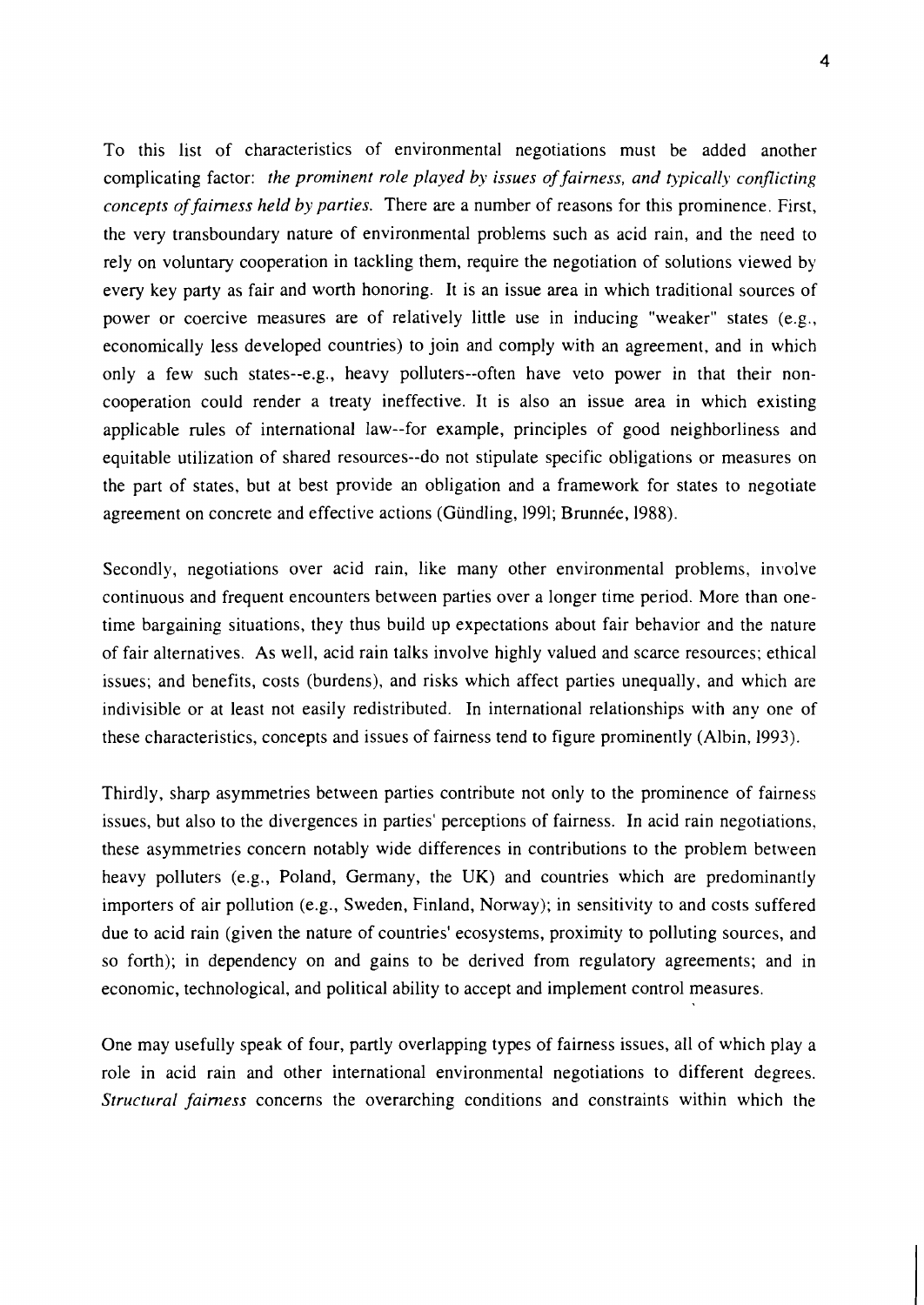To this list of characteristics of environmental negotiations must be added another complicating factor: *the prominent role played by issues of fairness, and typically conflicting concepts of fairness held by parties.* There are a number of reasons for this prominence. First, the very transboundary nature of environmental problems such as acid rain, and the need to rely on voluntary cooperation in tackling them, require the negotiation of solutions viewed by every key party as fair and worth honoring. It is an issue area in which traditional sources of power or coercive measures are of relatively little use in inducing "weaker" states (e.g., economically less developed countries) to join and comply with an agreement, and in which only a few such states--e.g., heavy polluters--often have veto power in that their non-cooperation could render a treaty ineffective. It is also an issue area in which existing applicable rules of international law--for example, principles of good neighborliness and equitable utilization of shared resources--do not stipulate specific obligations or measures on the part of states, but at best provide an obligation and a framework for states to negotiate agreement on concrete and effective actions (Gündling, 1991; Brunnée, 1988).

Secondly, negotiations over acid rain, like many other environmental problems, involve continuous and frequent encounters between parties over a longer time period. More than one-time bargaining situations, they thus build up expectations about fair behavior and the nature of fair alternatives. As well, acid rain talks involve highly valued and scarce resources; ethical issues; and benefits, costs (burdens), and risks which affect parties unequally, and which are indivisible or at least not easily redistributed. In international relationships with any one of these characteristics, concepts and issues of fairness tend to figure prominently (Albin, 1993).

Thirdly, sharp asymmetries between parties contribute not only to the prominence of fairness issues, but also to the divergences in parties' perceptions of fairness. In acid rain negotiations, these asymmetries concern notably wide differences in contributions to the problem between heavy polluters (e.g., Poland, Germany, the UK) and countries which are predominantly importers of air pollution (e.g., Sweden, Finland, Norway); in sensitivity to and costs suffered due to acid rain (given the nature of countries' ecosystems, proximity to polluting sources, and so forth); in dependency on and gains to be derived from regulatory agreements; and in economic, technological, and political ability to accept and implement control measures.

One may usefully speak of four, partly overlapping types of fairness issues, all of which play a role in acid rain and other international environmental negotiations to different degrees. *Structural fairness* concerns the overarching conditions and constraints within which the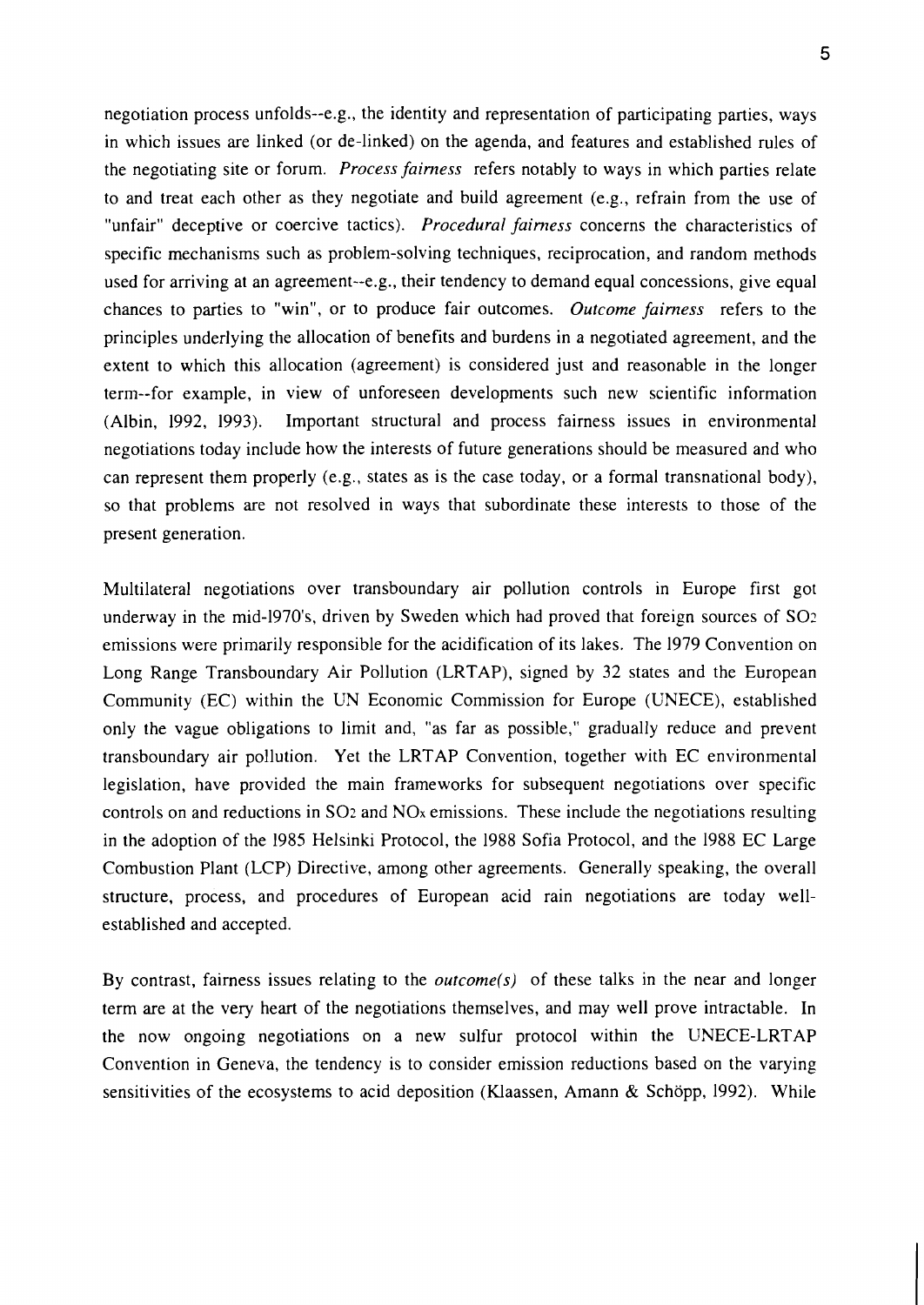negotiation process unfolds--e.g., the identity and representation of participating parties, ways in which issues are linked (or de-linked) on the agenda, and features and established rules of the negotiating site or forum. *Process fairness* refers notably to ways in which parties relate to and treat each other as they negotiate and build agreement (e.g., refrain from the use of "unfair" deceptive or coercive tactics). *Procedural fairness* concerns the characteristics of specific mechanisms such as problem-solving techniques, reciprocation, and random methods used for arriving at an agreement--e.g., their tendency to demand equal concessions, give equal chances to parties to "win", or to produce fair outcomes. *Outcome fairness* refers to the principles underlying the allocation of benefits and burdens in a negotiated agreement, and the extent to which this allocation (agreement) is considered just and reasonable in the longer term--for example, in view of unforeseen developments such new scientific information (Albin, 1992, 1993). Important structural and process fairness issues in environmental negotiations today include how the interests of future generations should be measured and who can represent them properly (e.g., states as is the case today, or a formal transnational body), so that problems are not resolved in ways that subordinate these interests to those of the present generation.

Multilateral negotiations over transboundary air pollution controls in Europe first got underway in the mid-1970's, driven by Sweden which had proved that foreign sources of $SO_2$ emissions were primarily responsible for the acidification of its lakes. The 1979 Convention on Long Range Transboundary Air Pollution (LRTAP), signed by 32 states and the European Community (EC) within the UN Economic Commission for Europe (UNECE), established only the vague obligations to limit and, "as far as possible," gradually reduce and prevent transboundary air pollution. Yet the LRTAP Convention, together with EC environmental legislation, have provided the main frameworks for subsequent negotiations over specific controls on and reductions in $SO_2$ and $NO_x$ emissions. These include the negotiations resulting in the adoption of the 1985 Helsinki Protocol, the 1988 Sofia Protocol, and the 1988 EC Large Combustion Plant (LCP) Directive, among other agreements. Generally speaking, the overall structure, process, and procedures of European acid rain negotiations are today well-established and accepted.

By contrast, fairness issues relating to the *outcome(s)* of these talks in the near and longer term are at the very heart of the negotiations themselves, and may well prove intractable. In the now ongoing negotiations on a new sulfur protocol within the UNECE-LRTAP Convention in Geneva, the tendency is to consider emission reductions based on the varying sensitivities of the ecosystems to acid deposition (Klaassen, Amann & Schöpp, 1992). While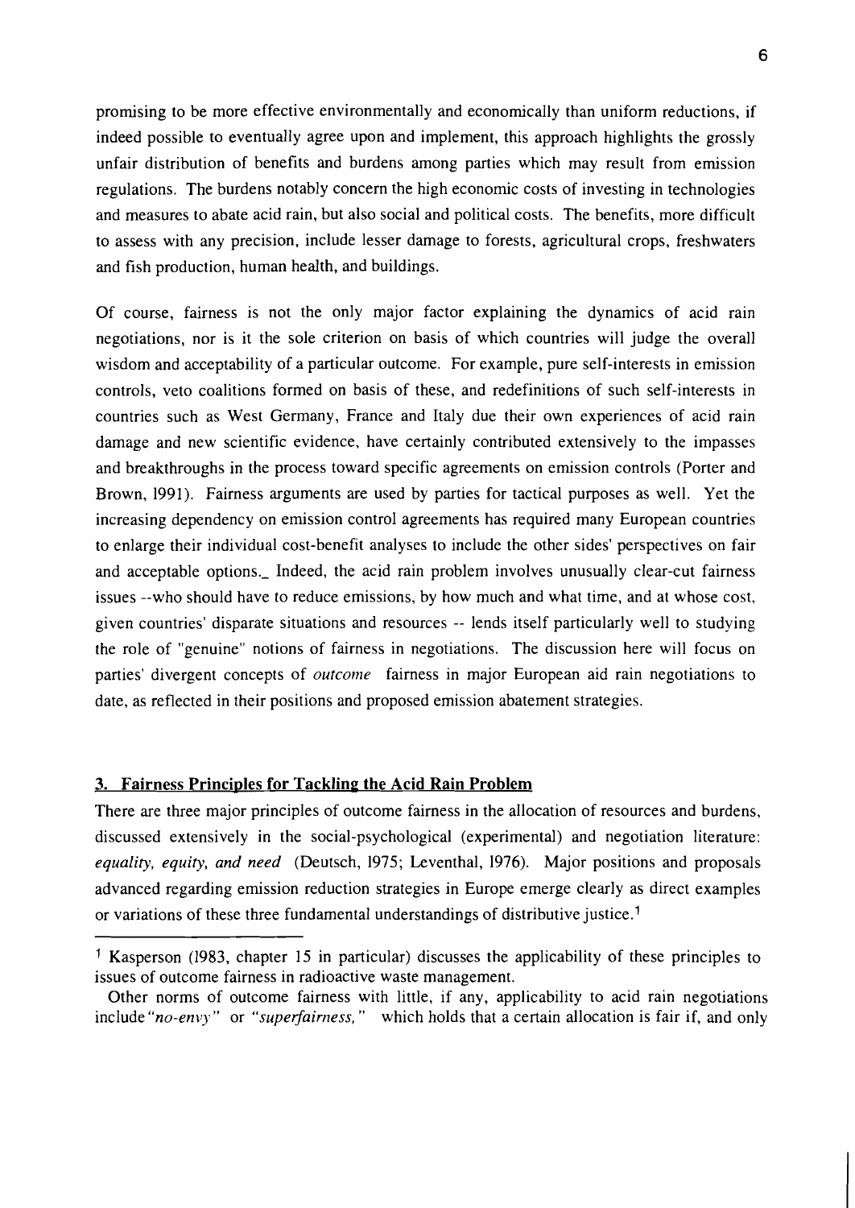promising to be more effective environmentally and economically than uniform reductions, if indeed possible to eventually agree upon and implement, this approach highlights the grossly unfair distribution of benefits and burdens among parties which may result from emission regulations. The burdens notably concern the high economic costs of investing in technologies and measures to abate acid rain, but also social and political costs. The benefits, more difficult to assess with any precision, include lesser damage to forests, agricultural crops, freshwaters and fish production, human health, and buildings.

Of course, fairness is not the only major factor explaining the dynamics of acid rain negotiations, nor is it the sole criterion on basis of which countries will judge the overall wisdom and acceptability of a particular outcome. For example, pure self-interests in emission controls, veto coalitions formed on basis of these, and redefinitions of such self-interests in countries such as West Germany, France and Italy due their own experiences of acid rain damage and new scientific evidence, have certainly contributed extensively to the impasses and breakthroughs in the process toward specific agreements on emission controls (Porter and Brown, 1991). Fairness arguments are used by parties for tactical purposes as well. Yet the increasing dependency on emission control agreements has required many European countries to enlarge their individual cost-benefit analyses to include the other sides' perspectives on fair and acceptable options._ Indeed, the acid rain problem involves unusually clear-cut fairness issues --who should have to reduce emissions, by how much and what time, and at whose cost, given countries' disparate situations and resources -- lends itself particularly well to studying the role of "genuine" notions of fairness in negotiations. The discussion here will focus on parties' divergent concepts of *outcome* fairness in major European aid rain negotiations to date, as reflected in their positions and proposed emission abatement strategies.

## 3. Fairness Principles for Tackling the Acid Rain Problem

There are three major principles of outcome fairness in the allocation of resources and burdens, discussed extensively in the social-psychological (experimental) and negotiation literature: *equality, equity, and need* (Deutsch, 1975; Leventhal, 1976). Major positions and proposals advanced regarding emission reduction strategies in Europe emerge clearly as direct examples or variations of these three fundamental understandings of distributive justice.[1]

---

[1] Kasperson (1983, chapter 15 in particular) discusses the applicability of these principles to issues of outcome fairness in radioactive waste management.

Other norms of outcome fairness with little, if any, applicability to acid rain negotiations include *"no-envy"* or *"superfairness,"* which holds that a certain allocation is fair if, and only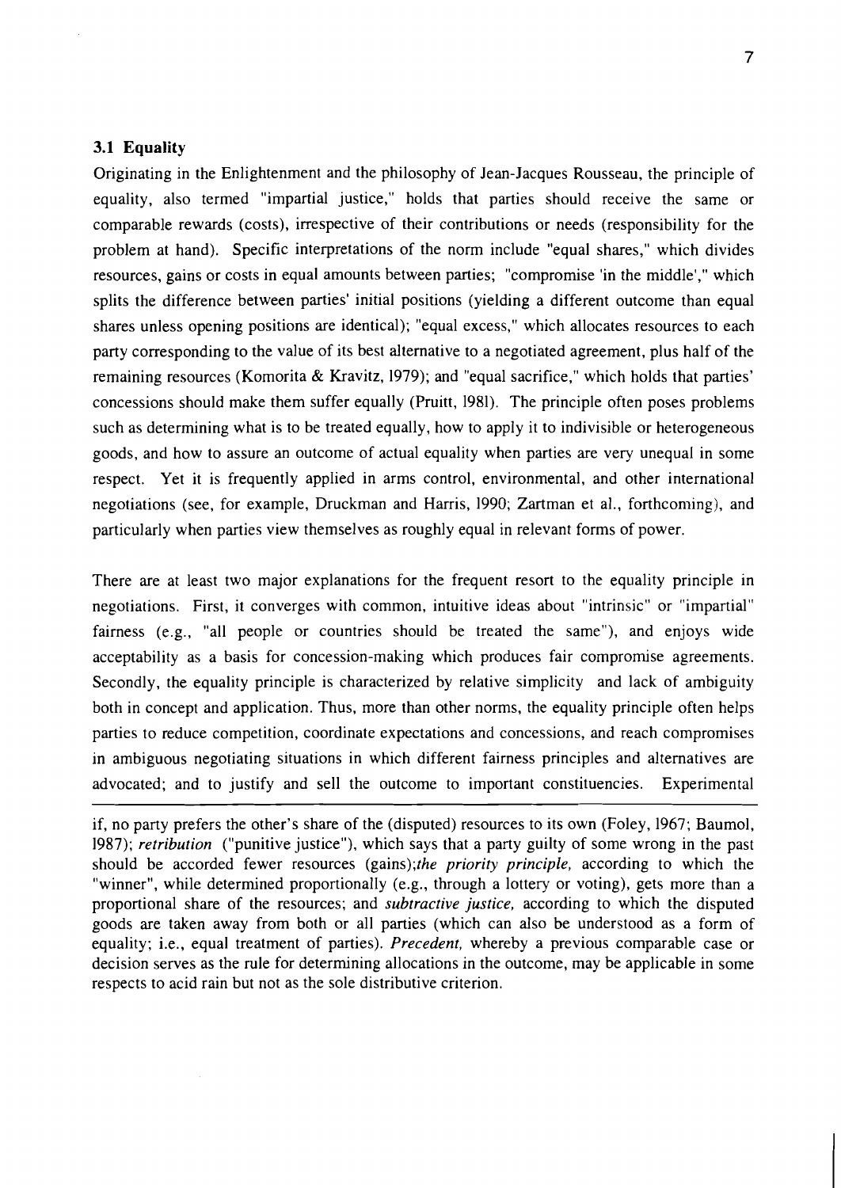### 3.1 Equality

Originating in the Enlightenment and the philosophy of Jean-Jacques Rousseau, the principle of equality, also termed "impartial justice," holds that parties should receive the same or comparable rewards (costs), irrespective of their contributions or needs (responsibility for the problem at hand). Specific interpretations of the norm include "equal shares," which divides resources, gains or costs in equal amounts between parties; "compromise 'in the middle'," which splits the difference between parties' initial positions (yielding a different outcome than equal shares unless opening positions are identical); "equal excess," which allocates resources to each party corresponding to the value of its best alternative to a negotiated agreement, plus half of the remaining resources (Komorita & Kravitz, 1979); and "equal sacrifice," which holds that parties' concessions should make them suffer equally (Pruitt, 1981). The principle often poses problems such as determining what is to be treated equally, how to apply it to indivisible or heterogeneous goods, and how to assure an outcome of actual equality when parties are very unequal in some respect. Yet it is frequently applied in arms control, environmental, and other international negotiations (see, for example, Druckman and Harris, 1990; Zartman et al., forthcoming), and particularly when parties view themselves as roughly equal in relevant forms of power.

There are at least two major explanations for the frequent resort to the equality principle in negotiations. First, it converges with common, intuitive ideas about "intrinsic" or "impartial" fairness (e.g., "all people or countries should be treated the same"), and enjoys wide acceptability as a basis for concession-making which produces fair compromise agreements. Secondly, the equality principle is characterized by relative simplicity and lack of ambiguity both in concept and application. Thus, more than other norms, the equality principle often helps parties to reduce competition, coordinate expectations and concessions, and reach compromises in ambiguous negotiating situations in which different fairness principles and alternatives are advocated; and to justify and sell the outcome to important constituencies. Experimental

---

if, no party prefers the other's share of the (disputed) resources to its own (Foley, 1967; Baumol, 1987); *retribution* ("punitive justice"), which says that a party guilty of some wrong in the past should be accorded fewer resources (gains);*the priority principle,* according to which the "winner", while determined proportionally (e.g., through a lottery or voting), gets more than a proportional share of the resources; and *subtractive justice,* according to which the disputed goods are taken away from both or all parties (which can also be understood as a form of equality; i.e., equal treatment of parties). *Precedent,* whereby a previous comparable case or decision serves as the rule for determining allocations in the outcome, may be applicable in some respects to acid rain but not as the sole distributive criterion.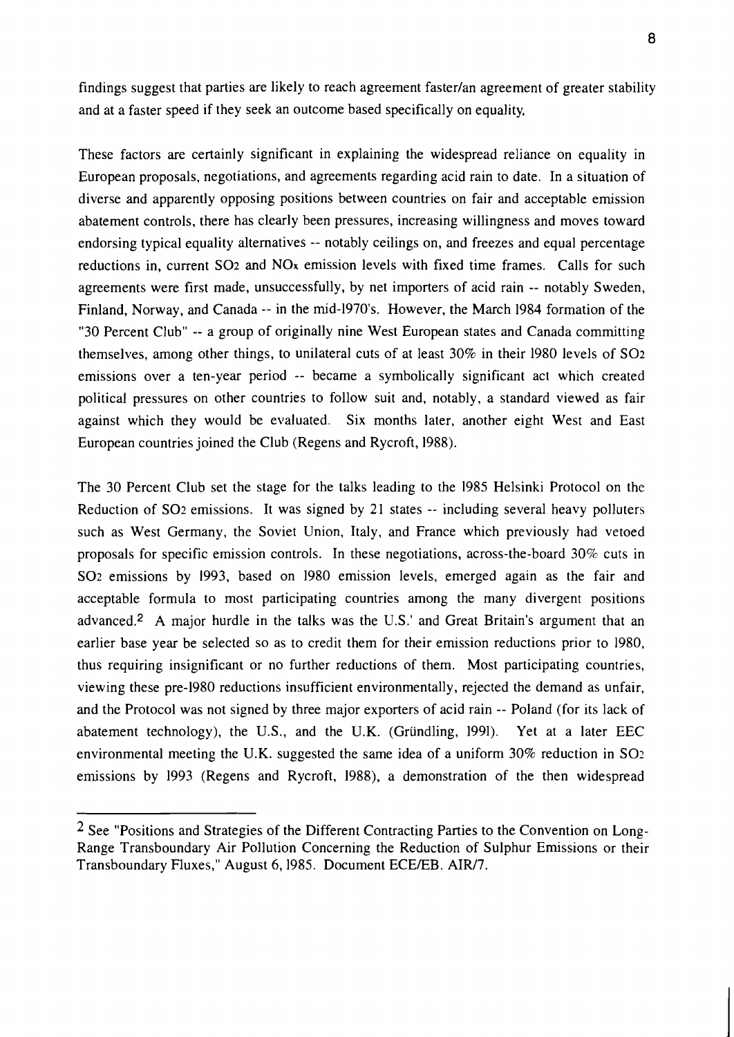findings suggest that parties are likely to reach agreement faster/an agreement of greater stability and at a faster speed if they seek an outcome based specifically on equality.

These factors are certainly significant in explaining the widespread reliance on equality in European proposals, negotiations, and agreements regarding acid rain to date. In a situation of diverse and apparently opposing positions between countries on fair and acceptable emission abatement controls, there has clearly been pressures, increasing willingness and moves toward endorsing typical equality alternatives -- notably ceilings on, and freezes and equal percentage reductions in, current $SO_2$ and $NO_x$ emission levels with fixed time frames. Calls for such agreements were first made, unsuccessfully, by net importers of acid rain -- notably Sweden, Finland, Norway, and Canada -- in the mid-1970's. However, the March 1984 formation of the "30 Percent Club" -- a group of originally nine West European states and Canada committing themselves, among other things, to unilateral cuts of at least 30% in their 1980 levels of $SO_2$ emissions over a ten-year period -- became a symbolically significant act which created political pressures on other countries to follow suit and, notably, a standard viewed as fair against which they would be evaluated. Six months later, another eight West and East European countries joined the Club (Regens and Rycroft, 1988).

The 30 Percent Club set the stage for the talks leading to the 1985 Helsinki Protocol on the Reduction of $SO_2$ emissions. It was signed by 21 states -- including several heavy polluters such as West Germany, the Soviet Union, Italy, and France which previously had vetoed proposals for specific emission controls. In these negotiations, across-the-board 30% cuts in $SO_2$ emissions by 1993, based on 1980 emission levels, emerged again as the fair and acceptable formula to most participating countries among the many divergent positions advanced.[2] A major hurdle in the talks was the U.S.' and Great Britain's argument that an earlier base year be selected so as to credit them for their emission reductions prior to 1980, thus requiring insignificant or no further reductions of them. Most participating countries, viewing these pre-1980 reductions insufficient environmentally, rejected the demand as unfair, and the Protocol was not signed by three major exporters of acid rain -- Poland (for its lack of abatement technology), the U.S., and the U.K. (Gründling, 1991). Yet at a later EEC environmental meeting the U.K. suggested the same idea of a uniform 30% reduction in $SO_2$ emissions by 1993 (Regens and Rycroft, 1988), a demonstration of the then widespread

---

[2] See "Positions and Strategies of the Different Contracting Parties to the Convention on Long-Range Transboundary Air Pollution Concerning the Reduction of Sulphur Emissions or their Transboundary Fluxes," August 6, 1985. Document ECE/EB. AIR/7.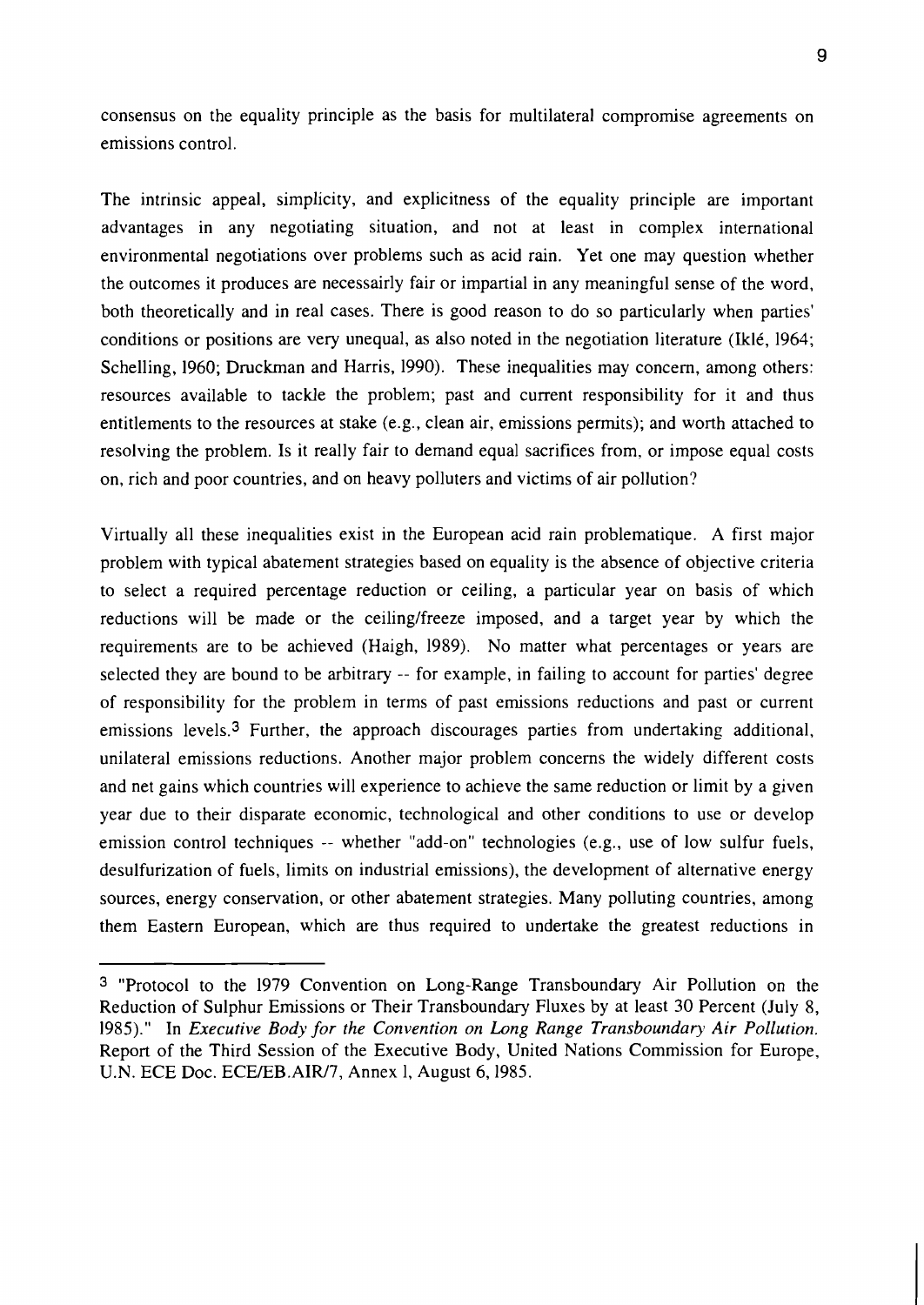consensus on the equality principle as the basis for multilateral compromise agreements on emissions control.

The intrinsic appeal, simplicity, and explicitness of the equality principle are important advantages in any negotiating situation, and not at least in complex international environmental negotiations over problems such as acid rain. Yet one may question whether the outcomes it produces are necessarily fair or impartial in any meaningful sense of the word, both theoretically and in real cases. There is good reason to do so particularly when parties' conditions or positions are very unequal, as also noted in the negotiation literature (Iklé, 1964; Schelling, 1960; Druckman and Harris, 1990). These inequalities may concern, among others: resources available to tackle the problem; past and current responsibility for it and thus entitlements to the resources at stake (e.g., clean air, emissions permits); and worth attached to resolving the problem. Is it really fair to demand equal sacrifices from, or impose equal costs on, rich and poor countries, and on heavy polluters and victims of air pollution?

Virtually all these inequalities exist in the European acid rain problematique. A first major problem with typical abatement strategies based on equality is the absence of objective criteria to select a required percentage reduction or ceiling, a particular year on basis of which reductions will be made or the ceiling/freeze imposed, and a target year by which the requirements are to be achieved (Haigh, 1989). No matter what percentages or years are selected they are bound to be arbitrary -- for example, in failing to account for parties' degree of responsibility for the problem in terms of past emissions reductions and past or current emissions levels.[3] Further, the approach discourages parties from undertaking additional, unilateral emissions reductions. Another major problem concerns the widely different costs and net gains which countries will experience to achieve the same reduction or limit by a given year due to their disparate economic, technological and other conditions to use or develop emission control techniques -- whether "add-on" technologies (e.g., use of low sulfur fuels, desulfurization of fuels, limits on industrial emissions), the development of alternative energy sources, energy conservation, or other abatement strategies. Many polluting countries, among them Eastern European, which are thus required to undertake the greatest reductions in

---

[3] "Protocol to the 1979 Convention on Long-Range Transboundary Air Pollution on the Reduction of Sulphur Emissions or Their Transboundary Fluxes by at least 30 Percent (July 8, 1985)." In *Executive Body for the Convention on Long Range Transboundary Air Pollution.* Report of the Third Session of the Executive Body, United Nations Commission for Europe, U.N. ECE Doc. ECE/EB.AIR/7, Annex 1, August 6, 1985.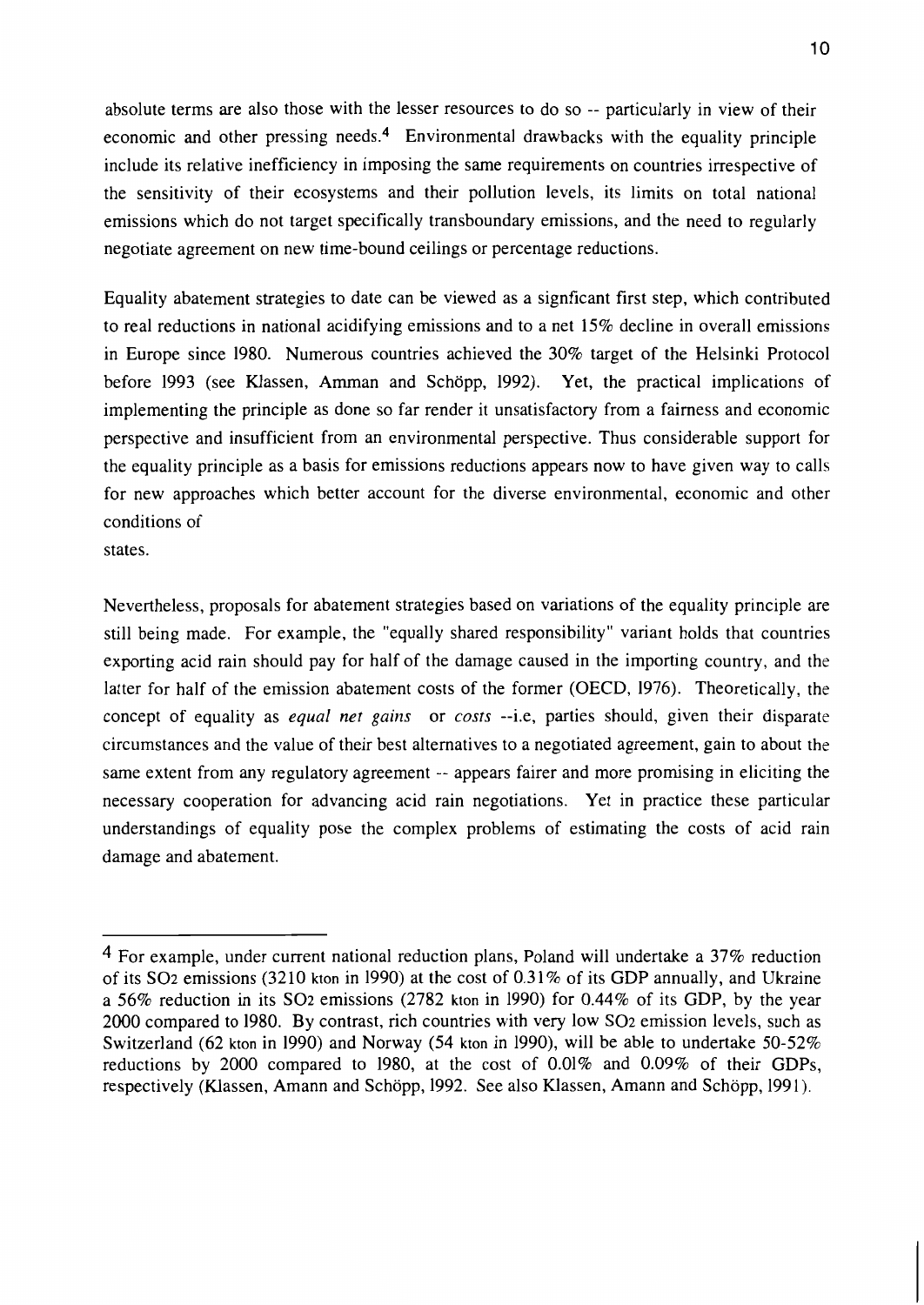absolute terms are also those with the lesser resources to do so -- particularly in view of their economic and other pressing needs.[4] Environmental drawbacks with the equality principle include its relative inefficiency in imposing the same requirements on countries irrespective of the sensitivity of their ecosystems and their pollution levels, its limits on total national emissions which do not target specifically transboundary emissions, and the need to regularly negotiate agreement on new time-bound ceilings or percentage reductions.

Equality abatement strategies to date can be viewed as a signficant first step, which contributed to real reductions in national acidifying emissions and to a net 15% decline in overall emissions in Europe since 1980. Numerous countries achieved the 30% target of the Helsinki Protocol before 1993 (see Klassen, Amman and Schöpp, 1992). Yet, the practical implications of implementing the principle as done so far render it unsatisfactory from a fairness and economic perspective and insufficient from an environmental perspective. Thus considerable support for the equality principle as a basis for emissions reductions appears now to have given way to calls for new approaches which better account for the diverse environmental, economic and other conditions of states.

Nevertheless, proposals for abatement strategies based on variations of the equality principle are still being made. For example, the "equally shared responsibility" variant holds that countries exporting acid rain should pay for half of the damage caused in the importing country, and the latter for half of the emission abatement costs of the former (OECD, 1976). Theoretically, the concept of equality as *equal net gains* or *costs* --i.e, parties should, given their disparate circumstances and the value of their best alternatives to a negotiated agreement, gain to about the same extent from any regulatory agreement -- appears fairer and more promising in eliciting the necessary cooperation for advancing acid rain negotiations. Yet in practice these particular understandings of equality pose the complex problems of estimating the costs of acid rain damage and abatement.

---

[4] For example, under current national reduction plans, Poland will undertake a 37% reduction of its $SO_2$ emissions (3210 kton in 1990) at the cost of 0.31% of its GDP annually, and Ukraine a 56% reduction in its $SO_2$ emissions (2782 kton in 1990) for 0.44% of its GDP, by the year 2000 compared to 1980. By contrast, rich countries with very low $SO_2$ emission levels, such as Switzerland (62 kton in 1990) and Norway (54 kton in 1990), will be able to undertake 50-52% reductions by 2000 compared to 1980, at the cost of 0.01% and 0.09% of their GDPs, respectively (Klassen, Amann and Schöpp, 1992. See also Klassen, Amann and Schöpp, 1991).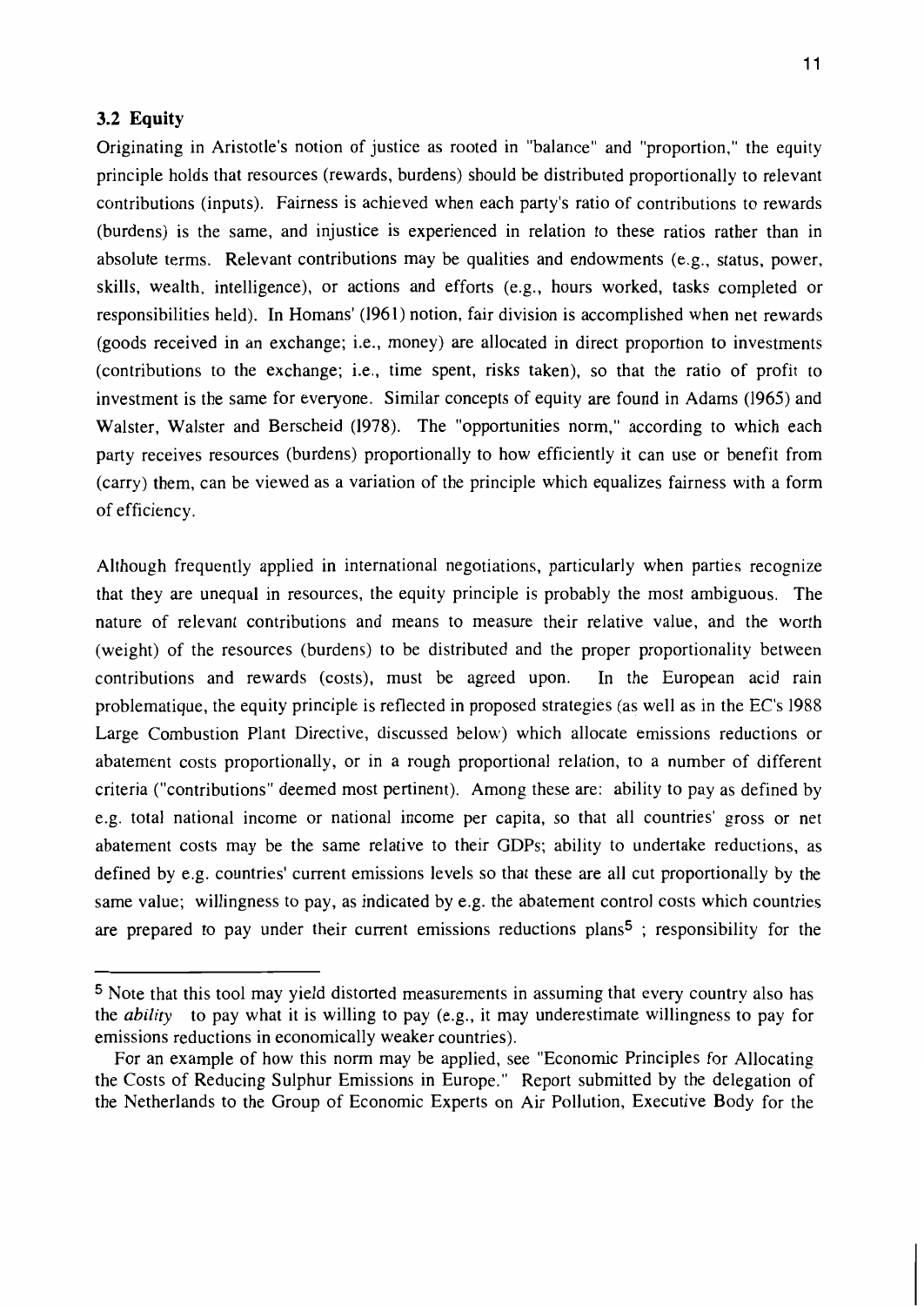### 3.2 Equity

Originating in Aristotle's notion of justice as rooted in "balance" and "proportion," the equity principle holds that resources (rewards, burdens) should be distributed proportionally to relevant contributions (inputs). Fairness is achieved when each party's ratio of contributions to rewards (burdens) is the same, and injustice is experienced in relation to these ratios rather than in absolute terms. Relevant contributions may be qualities and endowments (e.g., status, power, skills, wealth, intelligence), or actions and efforts (e.g., hours worked, tasks completed or responsibilities held). In Homans' (1961) notion, fair division is accomplished when net rewards (goods received in an exchange; i.e., money) are allocated in direct proportion to investments (contributions to the exchange; i.e., time spent, risks taken), so that the ratio of profit to investment is the same for everyone. Similar concepts of equity are found in Adams (1965) and Walster, Walster and Berscheid (1978). The "opportunities norm," according to which each party receives resources (burdens) proportionally to how efficiently it can use or benefit from (carry) them, can be viewed as a variation of the principle which equalizes fairness with a form of efficiency.

Although frequently applied in international negotiations, particularly when parties recognize that they are unequal in resources, the equity principle is probably the most ambiguous. The nature of relevant contributions and means to measure their relative value, and the worth (weight) of the resources (burdens) to be distributed and the proper proportionality between contributions and rewards (costs), must be agreed upon. In the European acid rain problematique, the equity principle is reflected in proposed strategies (as well as in the EC's 1988 Large Combustion Plant Directive, discussed below) which allocate emissions reductions or abatement costs proportionally, or in a rough proportional relation, to a number of different criteria ("contributions" deemed most pertinent). Among these are: ability to pay as defined by e.g. total national income or national income per capita, so that all countries' gross or net abatement costs may be the same relative to their GDPs; ability to undertake reductions, as defined by e.g. countries' current emissions levels so that these are all cut proportionally by the same value; willingness to pay, as indicated by e.g. the abatement control costs which countries are prepared to pay under their current emissions reductions plans[5] ; responsibility for the

---

[5] Note that this tool may yield distorted measurements in assuming that every country also has the *ability* to pay what it is willing to pay (e.g., it may underestimate willingness to pay for emissions reductions in economically weaker countries).

For an example of how this norm may be applied, see "Economic Principles for Allocating the Costs of Reducing Sulphur Emissions in Europe." Report submitted by the delegation of the Netherlands to the Group of Economic Experts on Air Pollution, Executive Body for the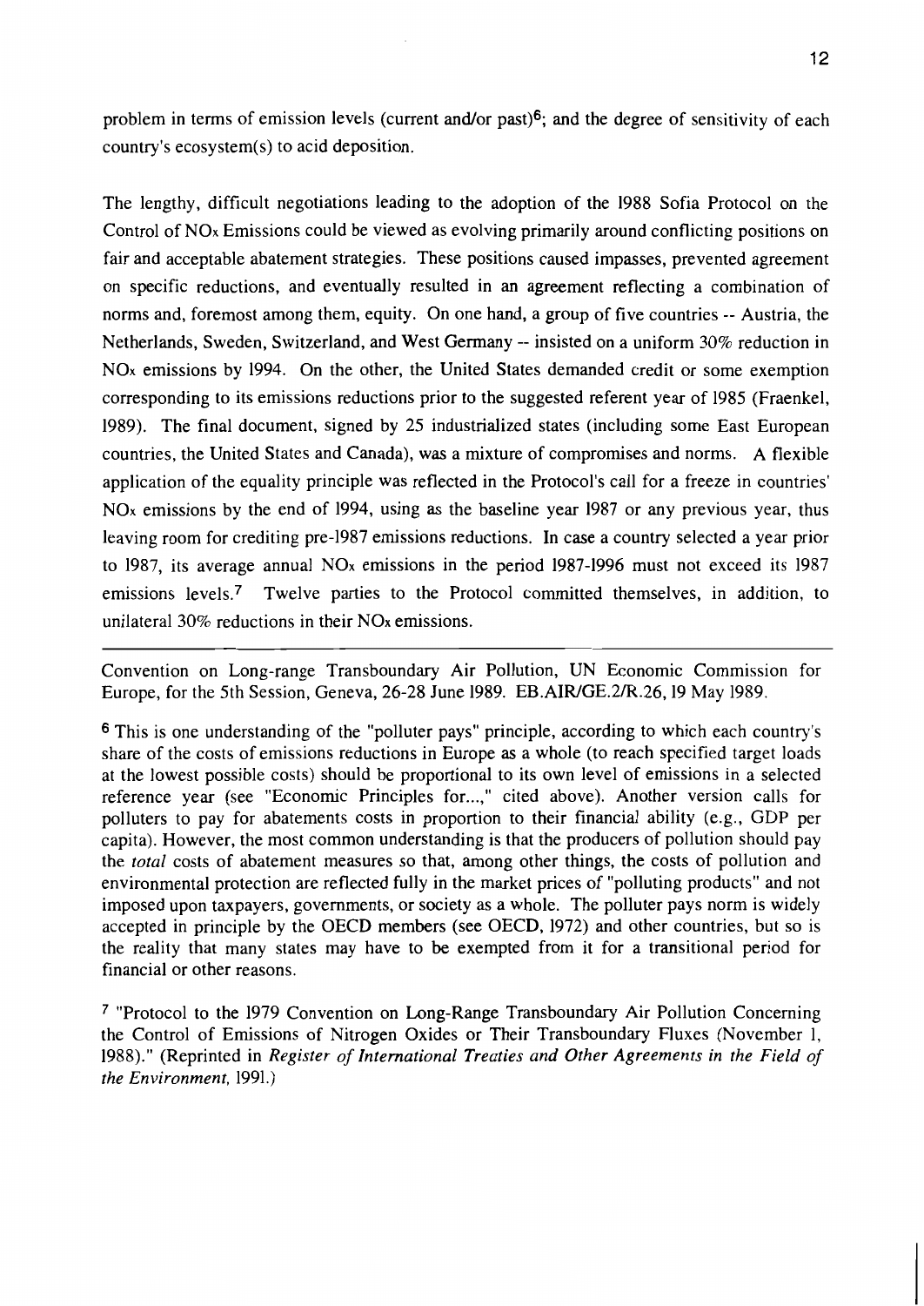problem in terms of emission levels (current and/or past)[6]; and the degree of sensitivity of each country's ecosystem(s) to acid deposition.

The lengthy, difficult negotiations leading to the adoption of the 1988 Sofia Protocol on the Control of $NO_x$ Emissions could be viewed as evolving primarily around conflicting positions on fair and acceptable abatement strategies. These positions caused impasses, prevented agreement on specific reductions, and eventually resulted in an agreement reflecting a combination of norms and, foremost among them, equity. On one hand, a group of five countries -- Austria, the Netherlands, Sweden, Switzerland, and West Germany -- insisted on a uniform 30% reduction in $NO_x$ emissions by 1994. On the other, the United States demanded credit or some exemption corresponding to its emissions reductions prior to the suggested referent year of 1985 (Fraenkel, 1989). The final document, signed by 25 industrialized states (including some East European countries, the United States and Canada), was a mixture of compromises and norms. A flexible application of the equality principle was reflected in the Protocol's call for a freeze in countries' $NO_x$ emissions by the end of 1994, using as the baseline year 1987 or any previous year, thus leaving room for crediting pre-1987 emissions reductions. In case a country selected a year prior to 1987, its average annual $NO_x$ emissions in the period 1987-1996 must not exceed its 1987 emissions levels.[7] Twelve parties to the Protocol committed themselves, in addition, to unilateral 30% reductions in their $NO_x$ emissions.

---

Convention on Long-range Transboundary Air Pollution, UN Economic Commission for Europe, for the 5th Session, Geneva, 26-28 June 1989. EB.AIR/GE.2/R.26, 19 May 1989.

[6] This is one understanding of the "polluter pays" principle, according to which each country's share of the costs of emissions reductions in Europe as a whole (to reach specified target loads at the lowest possible costs) should be proportional to its own level of emissions in a selected reference year (see "Economic Principles for...," cited above). Another version calls for polluters to pay for abatements costs in proportion to their financial ability (e.g., GDP per capita). However, the most common understanding is that the producers of pollution should pay the *total* costs of abatement measures so that, among other things, the costs of pollution and environmental protection are reflected fully in the market prices of "polluting products" and not imposed upon taxpayers, governments, or society as a whole. The polluter pays norm is widely accepted in principle by the OECD members (see OECD, 1972) and other countries, but so is the reality that many states may have to be exempted from it for a transitional period for financial or other reasons.

[7] "Protocol to the 1979 Convention on Long-Range Transboundary Air Pollution Concerning the Control of Emissions of Nitrogen Oxides or Their Transboundary Fluxes (November 1, 1988)." (Reprinted in *Register of International Treaties and Other Agreements in the Field of the Environment*, 1991.)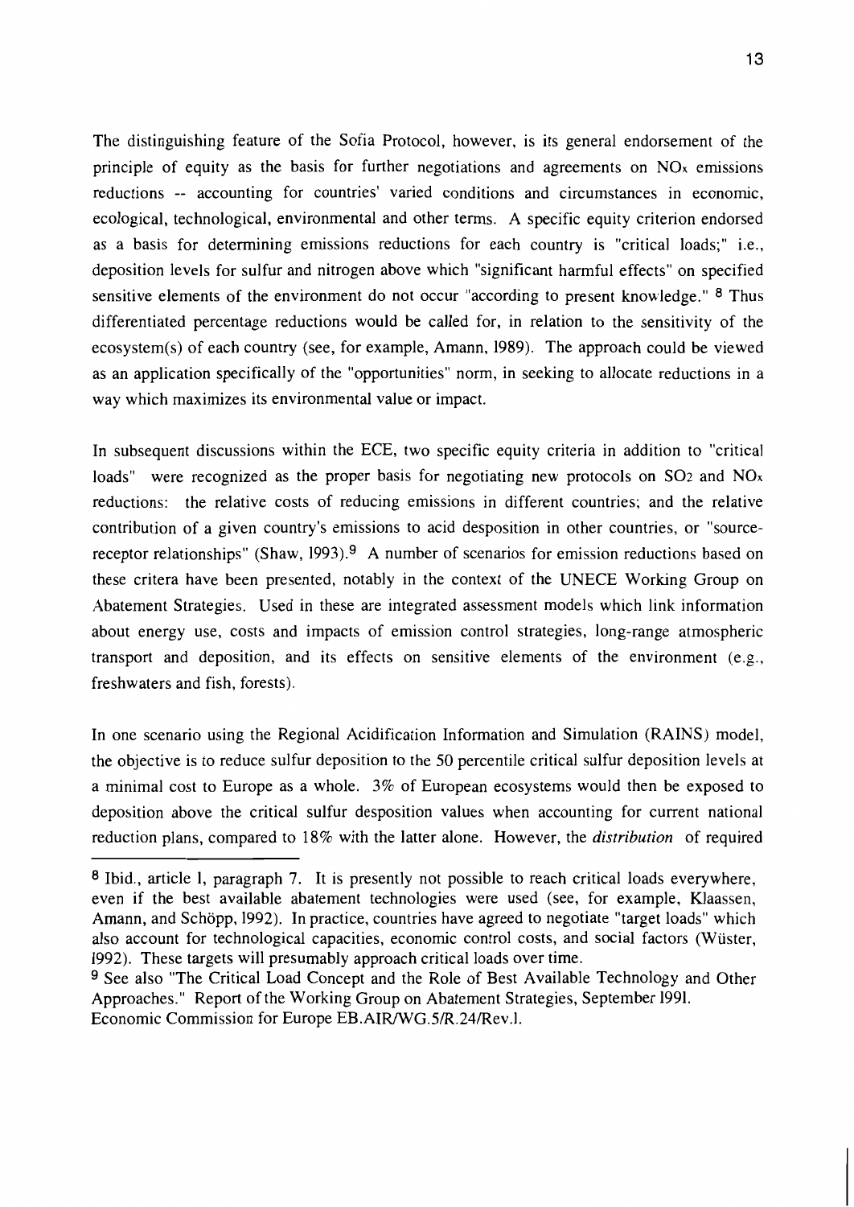The distinguishing feature of the Sofia Protocol, however, is its general endorsement of the principle of equity as the basis for further negotiations and agreements on $NO_x$ emissions reductions -- accounting for countries' varied conditions and circumstances in economic, ecological, technological, environmental and other terms. A specific equity criterion endorsed as a basis for determining emissions reductions for each country is "critical loads;" i.e., deposition levels for sulfur and nitrogen above which "significant harmful effects" on specified sensitive elements of the environment do not occur "according to present knowledge." [8] Thus differentiated percentage reductions would be called for, in relation to the sensitivity of the ecosystem(s) of each country (see, for example, Amann, 1989). The approach could be viewed as an application specifically of the "opportunities" norm, in seeking to allocate reductions in a way which maximizes its environmental value or impact.

In subsequent discussions within the ECE, two specific equity criteria in addition to "critical loads" were recognized as the proper basis for negotiating new protocols on $SO_2$ and $NO_x$ reductions: the relative costs of reducing emissions in different countries; and the relative contribution of a given country's emissions to acid desposition in other countries, or "source-receptor relationships" (Shaw, 1993).[9] A number of scenarios for emission reductions based on these critera have been presented, notably in the context of the UNECE Working Group on Abatement Strategies. Used in these are integrated assessment models which link information about energy use, costs and impacts of emission control strategies, long-range atmospheric transport and deposition, and its effects on sensitive elements of the environment (e.g., freshwaters and fish, forests).

In one scenario using the Regional Acidification Information and Simulation (RAINS) model, the objective is to reduce sulfur deposition to the 50 percentile critical sulfur deposition levels at a minimal cost to Europe as a whole. 3% of European ecosystems would then be exposed to deposition above the critical sulfur desposition values when accounting for current national reduction plans, compared to 18% with the latter alone. However, the *distribution* of required

---

[8] Ibid., article 1, paragraph 7. It is presently not possible to reach critical loads everywhere, even if the best available abatement technologies were used (see, for example, Klaassen, Amann, and Schöpp, 1992). In practice, countries have agreed to negotiate "target loads" which also account for technological capacities, economic control costs, and social factors (Wüster, 1992). These targets will presumably approach critical loads over time.

[9] See also "The Critical Load Concept and the Role of Best Available Technology and Other Approaches." Report of the Working Group on Abatement Strategies, September 1991. Economic Commission for Europe EB.AIR/WG.5/R.24/Rev.1.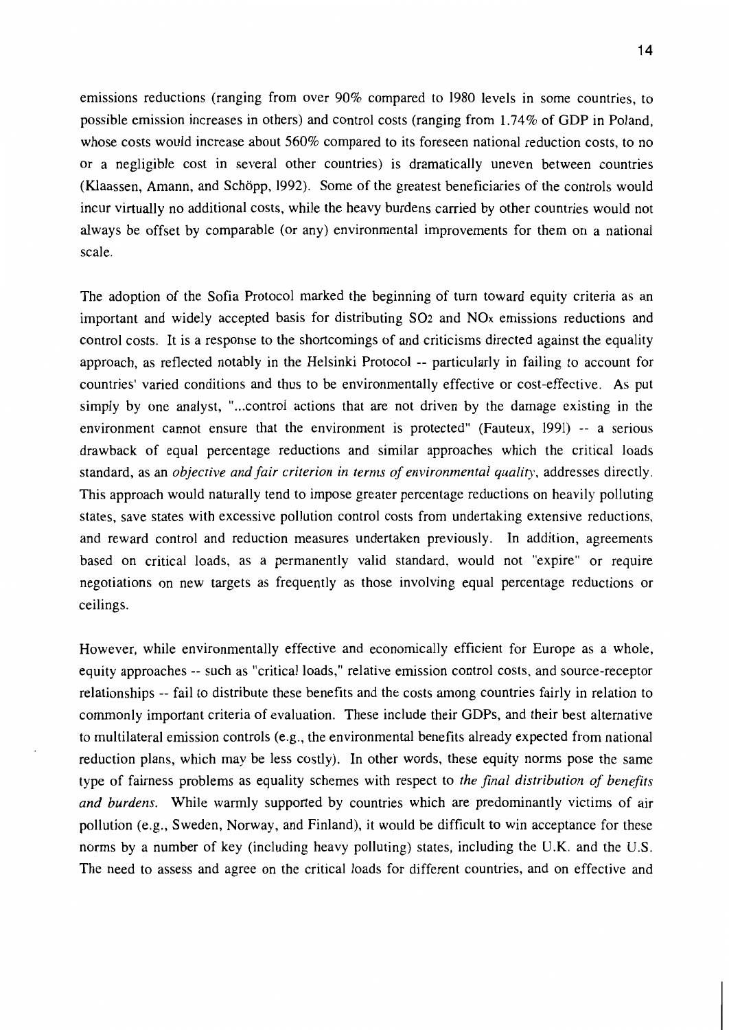emissions reductions (ranging from over 90% compared to 1980 levels in some countries, to possible emission increases in others) and control costs (ranging from 1.74% of GDP in Poland, whose costs would increase about 560% compared to its foreseen national reduction costs, to no or a negligible cost in several other countries) is dramatically uneven between countries (Klaassen, Amann, and Schöpp, 1992). Some of the greatest beneficiaries of the controls would incur virtually no additional costs, while the heavy burdens carried by other countries would not always be offset by comparable (or any) environmental improvements for them on a national scale.

The adoption of the Sofia Protocol marked the beginning of turn toward equity criteria as an important and widely accepted basis for distributing $SO_2$ and $NO_x$ emissions reductions and control costs. It is a response to the shortcomings of and criticisms directed against the equality approach, as reflected notably in the Helsinki Protocol -- particularly in failing to account for countries' varied conditions and thus to be environmentally effective or cost-effective. As put simply by one analyst, "...control actions that are not driven by the damage existing in the environment cannot ensure that the environment is protected" (Fauteux, 1991) -- a serious drawback of equal percentage reductions and similar approaches which the critical loads standard, as an *objective and fair criterion in terms of environmental quality*, addresses directly. This approach would naturally tend to impose greater percentage reductions on heavily polluting states, save states with excessive pollution control costs from undertaking extensive reductions, and reward control and reduction measures undertaken previously. In addition, agreements based on critical loads, as a permanently valid standard, would not "expire" or require negotiations on new targets as frequently as those involving equal percentage reductions or ceilings.

However, while environmentally effective and economically efficient for Europe as a whole, equity approaches -- such as "critical loads," relative emission control costs, and source-receptor relationships -- fail to distribute these benefits and the costs among countries fairly in relation to commonly important criteria of evaluation. These include their GDPs, and their best alternative to multilateral emission controls (e.g., the environmental benefits already expected from national reduction plans, which may be less costly). In other words, these equity norms pose the same type of fairness problems as equality schemes with respect to *the final distribution of benefits and burdens*. While warmly supported by countries which are predominantly victims of air pollution (e.g., Sweden, Norway, and Finland), it would be difficult to win acceptance for these norms by a number of key (including heavy polluting) states, including the U.K. and the U.S. The need to assess and agree on the critical loads for different countries, and on effective and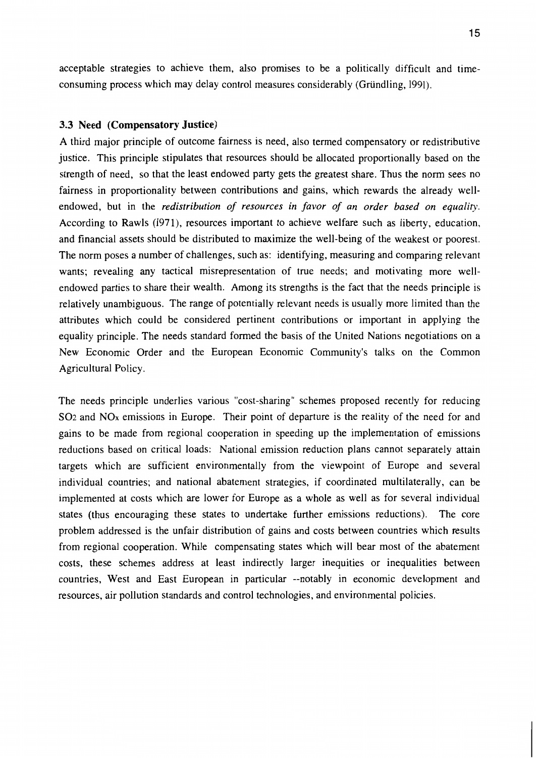acceptable strategies to achieve them, also promises to be a politically difficult and time-consuming process which may delay control measures considerably (Gründling, 1991).

### 3.3 Need (Compensatory Justice)

A third major principle of outcome fairness is need, also termed compensatory or redistributive justice. This principle stipulates that resources should be allocated proportionally based on the strength of need, so that the least endowed party gets the greatest share. Thus the norm sees no fairness in proportionality between contributions and gains, which rewards the already well-endowed, but in the *redistribution of resources in favor of an order based on equality*. According to Rawls (1971), resources important to achieve welfare such as liberty, education, and financial assets should be distributed to maximize the well-being of the weakest or poorest. The norm poses a number of challenges, such as: identifying, measuring and comparing relevant wants; revealing any tactical misrepresentation of true needs; and motivating more well-endowed parties to share their wealth. Among its strengths is the fact that the needs principle is relatively unambiguous. The range of potentially relevant needs is usually more limited than the attributes which could be considered pertinent contributions or important in applying the equality principle. The needs standard formed the basis of the United Nations negotiations on a New Economic Order and the European Economic Community's talks on the Common Agricultural Policy.

The needs principle underlies various "cost-sharing" schemes proposed recently for reducing $SO_2$ and $NO_x$ emissions in Europe. Their point of departure is the reality of the need for and gains to be made from regional cooperation in speeding up the implementation of emissions reductions based on critical loads: National emission reduction plans cannot separately attain targets which are sufficient environmentally from the viewpoint of Europe and several individual countries; and national abatement strategies, if coordinated multilaterally, can be implemented at costs which are lower for Europe as a whole as well as for several individual states (thus encouraging these states to undertake further emissions reductions). The core problem addressed is the unfair distribution of gains and costs between countries which results from regional cooperation. While compensating states which will bear most of the abatement costs, these schemes address at least indirectly larger inequities or inequalities between countries, West and East European in particular --notably in economic development and resources, air pollution standards and control technologies, and environmental policies.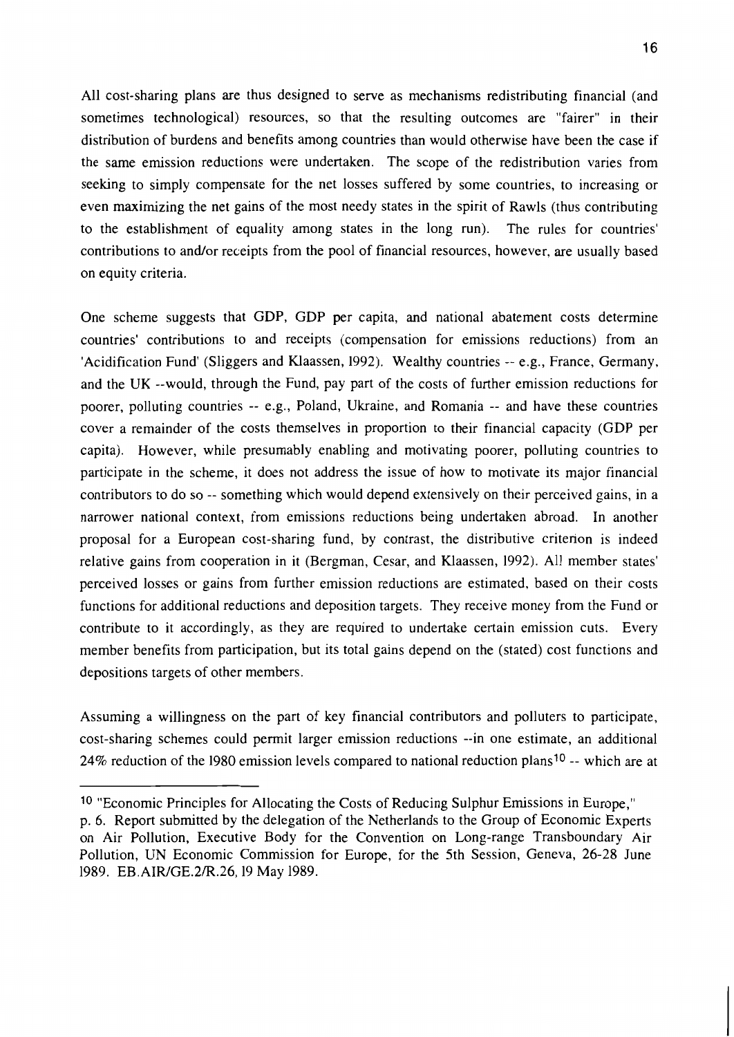All cost-sharing plans are thus designed to serve as mechanisms redistributing financial (and sometimes technological) resources, so that the resulting outcomes are "fairer" in their distribution of burdens and benefits among countries than would otherwise have been the case if the same emission reductions were undertaken. The scope of the redistribution varies from seeking to simply compensate for the net losses suffered by some countries, to increasing or even maximizing the net gains of the most needy states in the spirit of Rawls (thus contributing to the establishment of equality among states in the long run). The rules for countries' contributions to and/or receipts from the pool of financial resources, however, are usually based on equity criteria.

One scheme suggests that GDP, GDP per capita, and national abatement costs determine countries' contributions to and receipts (compensation for emissions reductions) from an 'Acidification Fund' (Sliggers and Klaassen, 1992). Wealthy countries -- e.g., France, Germany, and the UK --would, through the Fund, pay part of the costs of further emission reductions for poorer, polluting countries -- e.g., Poland, Ukraine, and Romania -- and have these countries cover a remainder of the costs themselves in proportion to their financial capacity (GDP per capita). However, while presumably enabling and motivating poorer, polluting countries to participate in the scheme, it does not address the issue of how to motivate its major financial contributors to do so -- something which would depend extensively on their perceived gains, in a narrower national context, from emissions reductions being undertaken abroad. In another proposal for a European cost-sharing fund, by contrast, the distributive criterion is indeed relative gains from cooperation in it (Bergman, Cesar, and Klaassen, 1992). All member states' perceived losses or gains from further emission reductions are estimated, based on their costs functions for additional reductions and deposition targets. They receive money from the Fund or contribute to it accordingly, as they are required to undertake certain emission cuts. Every member benefits from participation, but its total gains depend on the (stated) cost functions and depositions targets of other members.

Assuming a willingness on the part of key financial contributors and polluters to participate, cost-sharing schemes could permit larger emission reductions --in one estimate, an additional 24% reduction of the 1980 emission levels compared to national reduction plans[10] -- which are at

---

[10] "Economic Principles for Allocating the Costs of Reducing Sulphur Emissions in Europe," p. 6. Report submitted by the delegation of the Netherlands to the Group of Economic Experts on Air Pollution, Executive Body for the Convention on Long-range Transboundary Air Pollution, UN Economic Commission for Europe, for the 5th Session, Geneva, 26-28 June 1989. EB.AIR/GE.2/R.26, 19 May 1989.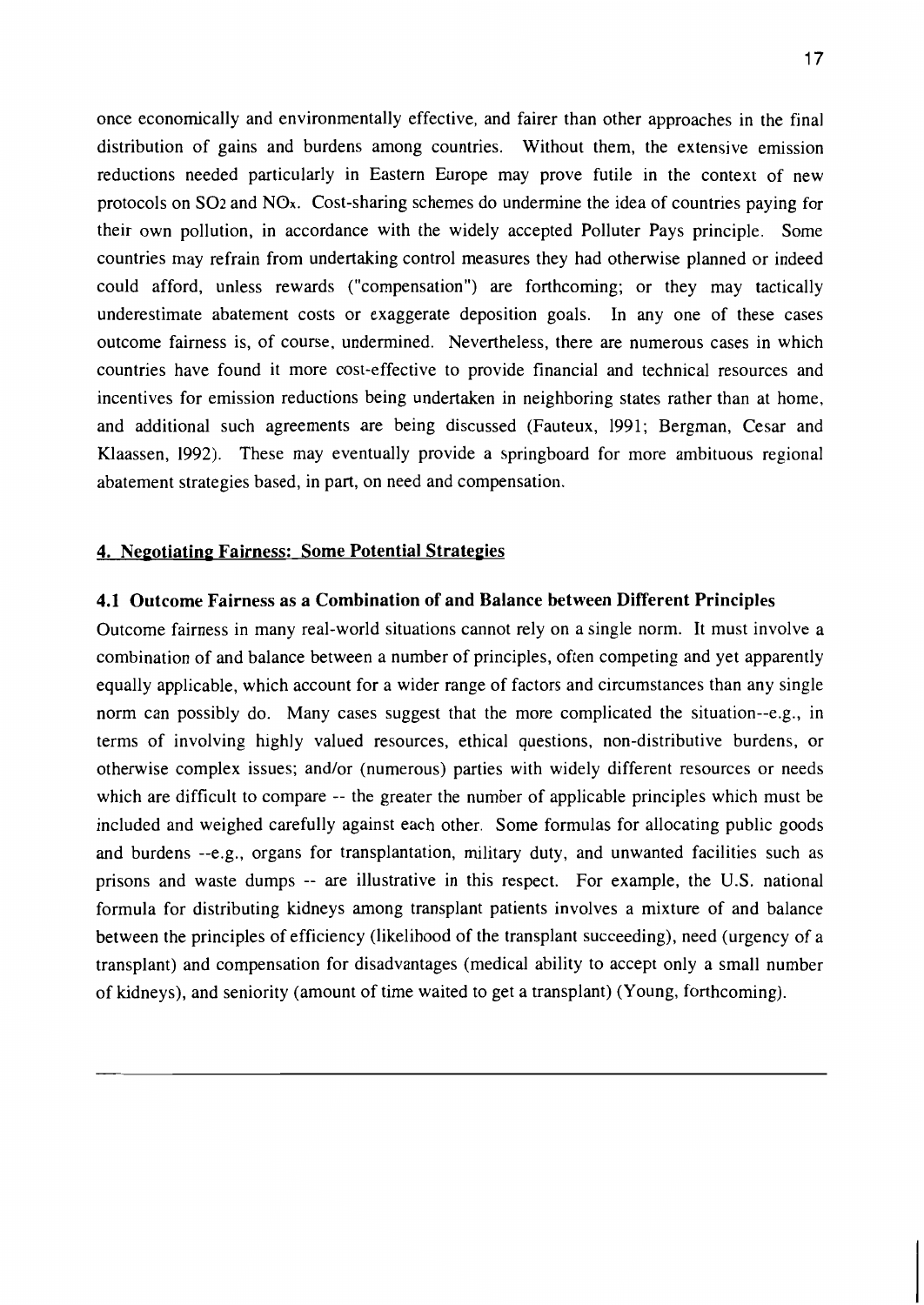once economically and environmentally effective, and fairer than other approaches in the final distribution of gains and burdens among countries. Without them, the extensive emission reductions needed particularly in Eastern Europe may prove futile in the context of new protocols on $SO_2$ and $NO_x$. Cost-sharing schemes do undermine the idea of countries paying for their own pollution, in accordance with the widely accepted Polluter Pays principle. Some countries may refrain from undertaking control measures they had otherwise planned or indeed could afford, unless rewards ("compensation") are forthcoming; or they may tactically underestimate abatement costs or exaggerate deposition goals. In any one of these cases outcome fairness is, of course, undermined. Nevertheless, there are numerous cases in which countries have found it more cost-effective to provide financial and technical resources and incentives for emission reductions being undertaken in neighboring states rather than at home, and additional such agreements are being discussed (Fauteux, 1991; Bergman, Cesar and Klaassen, 1992). These may eventually provide a springboard for more ambituous regional abatement strategies based, in part, on need and compensation.

## 4. Negotiating Fairness: Some Potential Strategies

### 4.1 Outcome Fairness as a Combination of and Balance between Different Principles

Outcome fairness in many real-world situations cannot rely on a single norm. It must involve a combination of and balance between a number of principles, often competing and yet apparently equally applicable, which account for a wider range of factors and circumstances than any single norm can possibly do. Many cases suggest that the more complicated the situation--e.g., in terms of involving highly valued resources, ethical questions, non-distributive burdens, or otherwise complex issues; and/or (numerous) parties with widely different resources or needs which are difficult to compare -- the greater the number of applicable principles which must be included and weighed carefully against each other. Some formulas for allocating public goods and burdens --e.g., organs for transplantation, military duty, and unwanted facilities such as prisons and waste dumps -- are illustrative in this respect. For example, the U.S. national formula for distributing kidneys among transplant patients involves a mixture of and balance between the principles of efficiency (likelihood of the transplant succeeding), need (urgency of a transplant) and compensation for disadvantages (medical ability to accept only a small number of kidneys), and seniority (amount of time waited to get a transplant) (Young, forthcoming).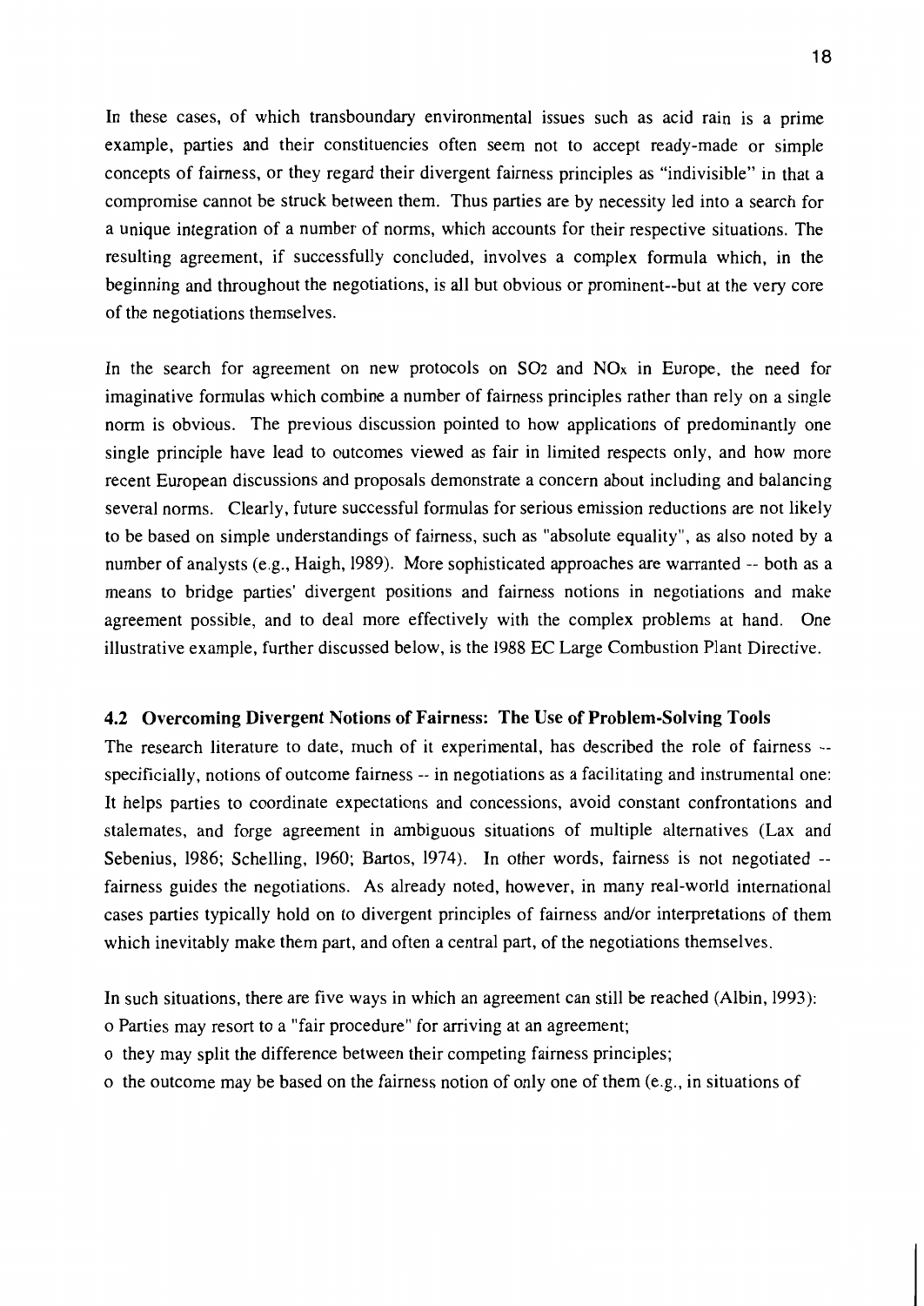In these cases, of which transboundary environmental issues such as acid rain is a prime example, parties and their constituencies often seem not to accept ready-made or simple concepts of fairness, or they regard their divergent fairness principles as "indivisible" in that a compromise cannot be struck between them. Thus parties are by necessity led into a search for a unique integration of a number of norms, which accounts for their respective situations. The resulting agreement, if successfully concluded, involves a complex formula which, in the beginning and throughout the negotiations, is all but obvious or prominent--but at the very core of the negotiations themselves.

In the search for agreement on new protocols on $SO_2$ and $NO_x$ in Europe, the need for imaginative formulas which combine a number of fairness principles rather than rely on a single norm is obvious. The previous discussion pointed to how applications of predominantly one single principle have lead to outcomes viewed as fair in limited respects only, and how more recent European discussions and proposals demonstrate a concern about including and balancing several norms. Clearly, future successful formulas for serious emission reductions are not likely to be based on simple understandings of fairness, such as "absolute equality", as also noted by a number of analysts (e.g., Haigh, 1989). More sophisticated approaches are warranted -- both as a means to bridge parties' divergent positions and fairness notions in negotiations and make agreement possible, and to deal more effectively with the complex problems at hand. One illustrative example, further discussed below, is the 1988 EC Large Combustion Plant Directive.

### 4.2 Overcoming Divergent Notions of Fairness: The Use of Problem-Solving Tools

The research literature to date, much of it experimental, has described the role of fairness -- specificially, notions of outcome fairness -- in negotiations as a facilitating and instrumental one: It helps parties to coordinate expectations and concessions, avoid constant confrontations and stalemates, and forge agreement in ambiguous situations of multiple alternatives (Lax and Sebenius, 1986; Schelling, 1960; Bartos, 1974). In other words, fairness is not negotiated -- fairness guides the negotiations. As already noted, however, in many real-world international cases parties typically hold on to divergent principles of fairness and/or interpretations of them which inevitably make them part, and often a central part, of the negotiations themselves.

In such situations, there are five ways in which an agreement can still be reached (Albin, 1993):

- Parties may resort to a "fair procedure" for arriving at an agreement;
- they may split the difference between their competing fairness principles;
- the outcome may be based on the fairness notion of only one of them (e.g., in situations of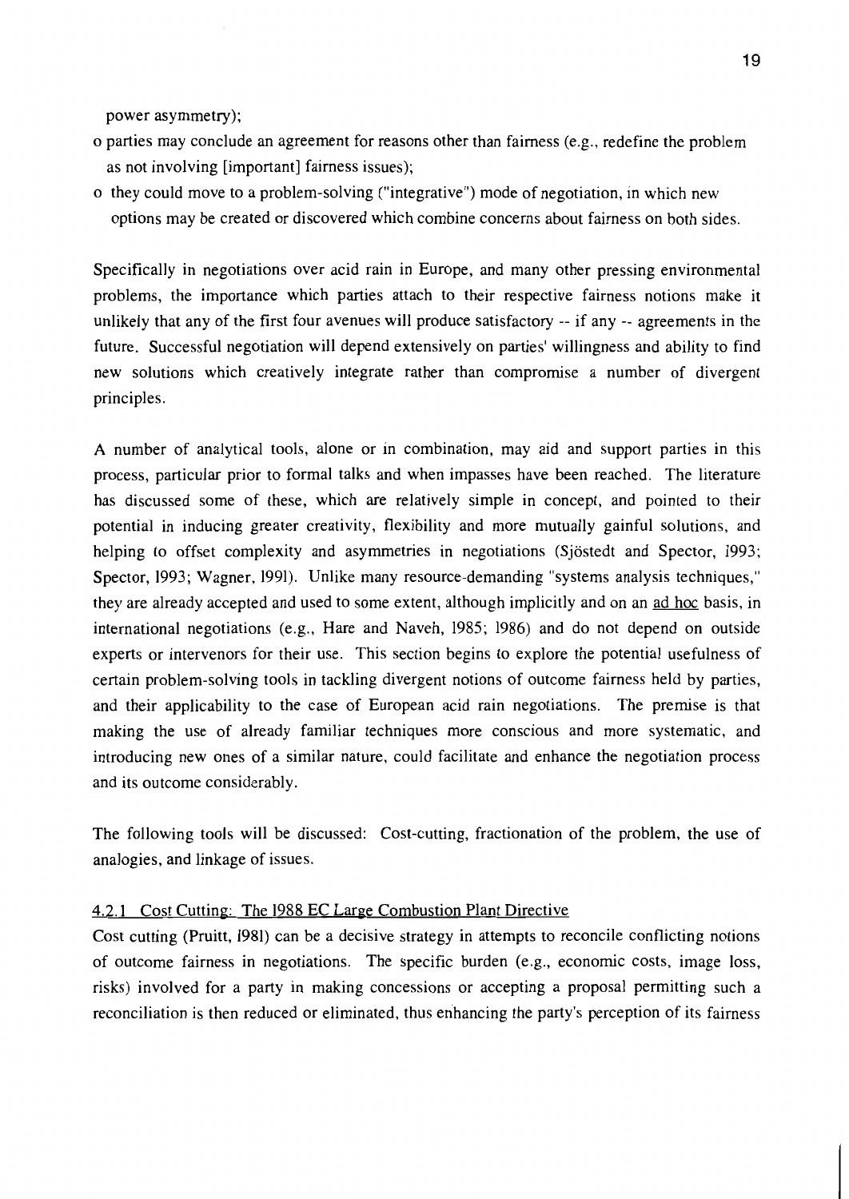power asymmetry);

- o parties may conclude an agreement for reasons other than fairness (e.g., redefine the problem as not involving [important] fairness issues);
- o they could move to a problem-solving ("integrative") mode of negotiation, in which new options may be created or discovered which combine concerns about fairness on both sides.

Specifically in negotiations over acid rain in Europe, and many other pressing environmental problems, the importance which parties attach to their respective fairness notions make it unlikely that any of the first four avenues will produce satisfactory -- if any -- agreements in the future. Successful negotiation will depend extensively on parties' willingness and ability to find new solutions which creatively integrate rather than compromise a number of divergent principles.

A number of analytical tools, alone or in combination, may aid and support parties in this process, particular prior to formal talks and when impasses have been reached. The literature has discussed some of these, which are relatively simple in concept, and pointed to their potential in inducing greater creativity, flexibility and more mutually gainful solutions, and helping to offset complexity and asymmetries in negotiations (Sjöstedt and Spector, 1993; Spector, 1993; Wagner, 1991). Unlike many resource-demanding "systems analysis techniques," they are already accepted and used to some extent, although implicitly and on an ad hoc basis, in international negotiations (e.g., Hare and Naveh, 1985; 1986) and do not depend on outside experts or intervenors for their use. This section begins to explore the potential usefulness of certain problem-solving tools in tackling divergent notions of outcome fairness held by parties, and their applicability to the case of European acid rain negotiations. The premise is that making the use of already familiar techniques more conscious and more systematic, and introducing new ones of a similar nature, could facilitate and enhance the negotiation process and its outcome considerably.

The following tools will be discussed: Cost-cutting, fractionation of the problem, the use of analogies, and linkage of issues.

### 4.2.1 Cost Cutting: The 1988 EC Large Combustion Plant Directive

Cost cutting (Pruitt, 1981) can be a decisive strategy in attempts to reconcile conflicting notions of outcome fairness in negotiations. The specific burden (e.g., economic costs, image loss, risks) involved for a party in making concessions or accepting a proposal permitting such a reconciliation is then reduced or eliminated, thus enhancing the party's perception of its fairness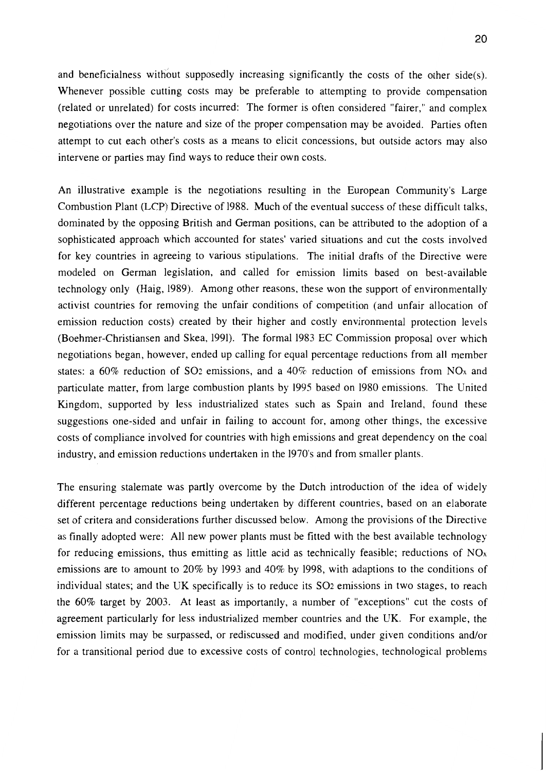and beneficialness without supposedly increasing significantly the costs of the other side(s). Whenever possible cutting costs may be preferable to attempting to provide compensation (related or unrelated) for costs incurred: The former is often considered "fairer," and complex negotiations over the nature and size of the proper compensation may be avoided. Parties often attempt to cut each other's costs as a means to elicit concessions, but outside actors may also intervene or parties may find ways to reduce their own costs.

An illustrative example is the negotiations resulting in the European Community's Large Combustion Plant (LCP) Directive of 1988. Much of the eventual success of these difficult talks, dominated by the opposing British and German positions, can be attributed to the adoption of a sophisticated approach which accounted for states' varied situations and cut the costs involved for key countries in agreeing to various stipulations. The initial drafts of the Directive were modeled on German legislation, and called for emission limits based on best-available technology only (Haig, 1989). Among other reasons, these won the support of environmentally activist countries for removing the unfair conditions of competition (and unfair allocation of emission reduction costs) created by their higher and costly environmental protection levels (Boehmer-Christiansen and Skea, 1991). The formal 1983 EC Commission proposal over which negotiations began, however, ended up calling for equal percentage reductions from all member states: a 60% reduction of $SO_2$ emissions, and a 40% reduction of emissions from $NO_x$ and particulate matter, from large combustion plants by 1995 based on 1980 emissions. The United Kingdom, supported by less industrialized states such as Spain and Ireland, found these suggestions one-sided and unfair in failing to account for, among other things, the excessive costs of compliance involved for countries with high emissions and great dependency on the coal industry, and emission reductions undertaken in the 1970's and from smaller plants.

The ensuring stalemate was partly overcome by the Dutch introduction of the idea of widely different percentage reductions being undertaken by different countries, based on an elaborate set of critera and considerations further discussed below. Among the provisions of the Directive as finally adopted were: All new power plants must be fitted with the best available technology for reducing emissions, thus emitting as little acid as technically feasible; reductions of $NO_x$ emissions are to amount to 20% by 1993 and 40% by 1998, with adaptions to the conditions of individual states; and the UK specifically is to reduce its $SO_2$ emissions in two stages, to reach the 60% target by 2003. At least as importantly, a number of "exceptions" cut the costs of agreement particularly for less industrialized member countries and the UK. For example, the emission limits may be surpassed, or rediscussed and modified, under given conditions and/or for a transitional period due to excessive costs of control technologies, technological problems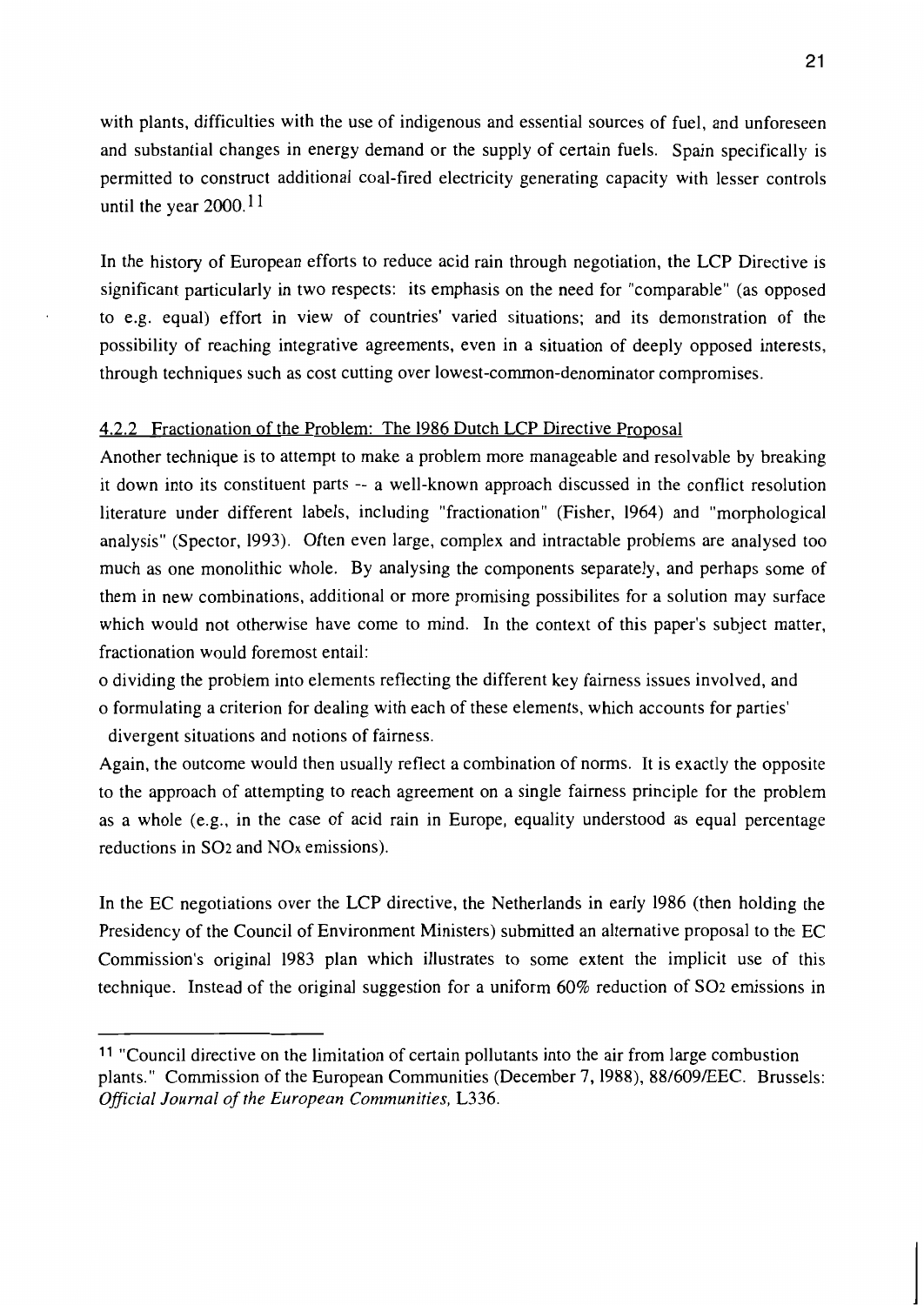with plants, difficulties with the use of indigenous and essential sources of fuel, and unforeseen and substantial changes in energy demand or the supply of certain fuels. Spain specifically is permitted to construct additional coal-fired electricity generating capacity with lesser controls until the year 2000.[11]

In the history of European efforts to reduce acid rain through negotiation, the LCP Directive is significant particularly in two respects: its emphasis on the need for "comparable" (as opposed to e.g. equal) effort in view of countries' varied situations; and its demonstration of the possibility of reaching integrative agreements, even in a situation of deeply opposed interests, through techniques such as cost cutting over lowest-common-denominator compromises.

### 4.2.2 Fractionation of the Problem: The 1986 Dutch LCP Directive Proposal

Another technique is to attempt to make a problem more manageable and resolvable by breaking it down into its constituent parts -- a well-known approach discussed in the conflict resolution literature under different labels, including "fractionation" (Fisher, 1964) and "morphological analysis" (Spector, 1993). Often even large, complex and intractable problems are analysed too much as one monolithic whole. By analysing the components separately, and perhaps some of them in new combinations, additional or more promising possibilites for a solution may surface which would not otherwise have come to mind. In the context of this paper's subject matter, fractionation would foremost entail:

- dividing the problem into elements reflecting the different key fairness issues involved, and
- formulating a criterion for dealing with each of these elements, which accounts for parties' divergent situations and notions of fairness.

Again, the outcome would then usually reflect a combination of norms. It is exactly the opposite to the approach of attempting to reach agreement on a single fairness principle for the problem as a whole (e.g., in the case of acid rain in Europe, equality understood as equal percentage reductions in $SO_2$ and $NO_x$ emissions).

In the EC negotiations over the LCP directive, the Netherlands in early 1986 (then holding the Presidency of the Council of Environment Ministers) submitted an alternative proposal to the EC Commission's original 1983 plan which illustrates to some extent the implicit use of this technique. Instead of the original suggestion for a uniform 60% reduction of $SO_2$ emissions in

---

[11] "Council directive on the limitation of certain pollutants into the air from large combustion plants." Commission of the European Communities (December 7, 1988), 88/609/EEC. Brussels: *Official Journal of the European Communities*, L336.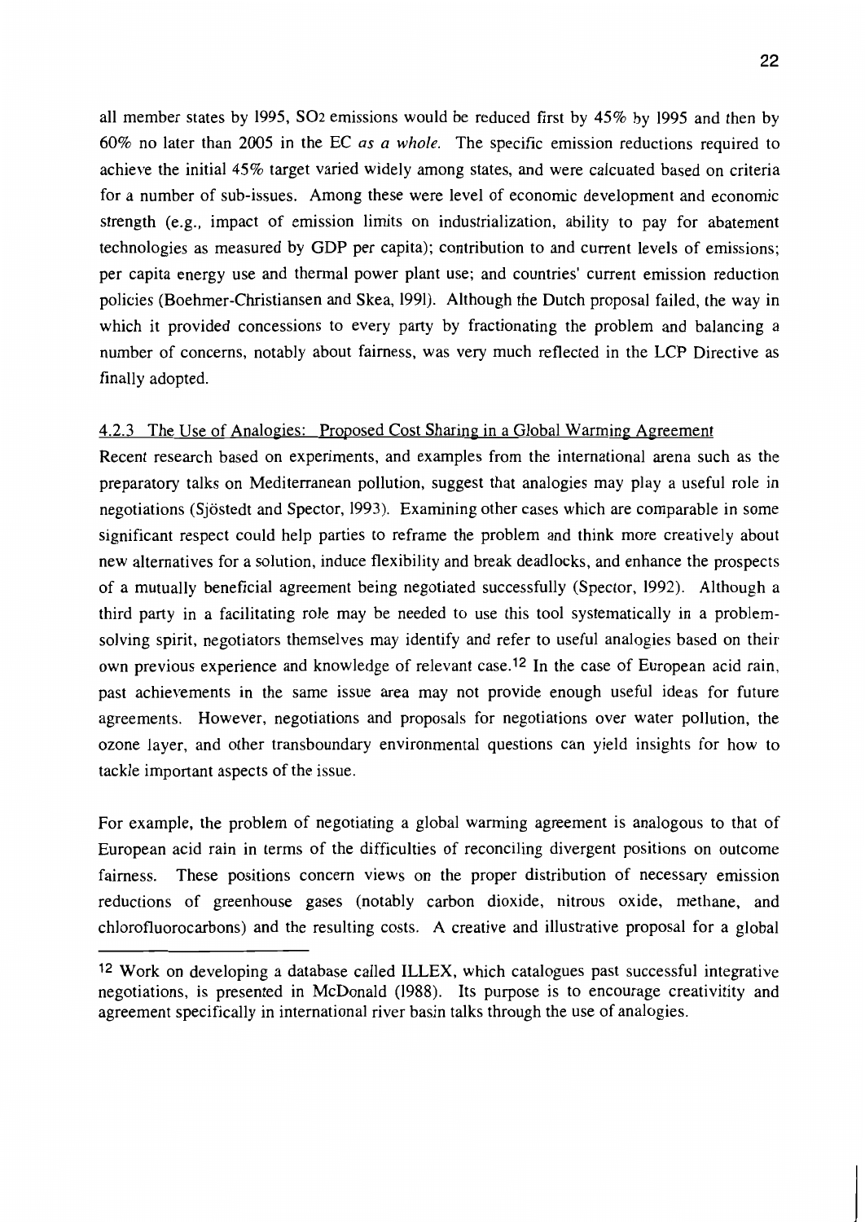all member states by 1995, $SO_2$ emissions would be reduced first by 45% by 1995 and then by 60% no later than 2005 in the EC *as a whole.* The specific emission reductions required to achieve the initial 45% target varied widely among states, and were calcuated based on criteria for a number of sub-issues. Among these were level of economic development and economic strength (e.g., impact of emission limits on industrialization, ability to pay for abatement technologies as measured by GDP per capita); contribution to and current levels of emissions; per capita energy use and thermal power plant use; and countries' current emission reduction policies (Boehmer-Christiansen and Skea, 1991). Although the Dutch proposal failed, the way in which it provided concessions to every party by fractionating the problem and balancing a number of concerns, notably about fairness, was very much reflected in the LCP Directive as finally adopted.

### 4.2.3 The Use of Analogies: Proposed Cost Sharing in a Global Warming Agreement

Recent research based on experiments, and examples from the international arena such as the preparatory talks on Mediterranean pollution, suggest that analogies may play a useful role in negotiations (Sjöstedt and Spector, 1993). Examining other cases which are comparable in some significant respect could help parties to reframe the problem and think more creatively about new alternatives for a solution, induce flexibility and break deadlocks, and enhance the prospects of a mutually beneficial agreement being negotiated successfully (Spector, 1992). Although a third party in a facilitating role may be needed to use this tool systematically in a problem-solving spirit, negotiators themselves may identify and refer to useful analogies based on their own previous experience and knowledge of relevant case.[12] In the case of European acid rain, past achievements in the same issue area may not provide enough useful ideas for future agreements. However, negotiations and proposals for negotiations over water pollution, the ozone layer, and other transboundary environmental questions can yield insights for how to tackle important aspects of the issue.

For example, the problem of negotiating a global warming agreement is analogous to that of European acid rain in terms of the difficulties of reconciling divergent positions on outcome fairness. These positions concern views on the proper distribution of necessary emission reductions of greenhouse gases (notably carbon dioxide, nitrous oxide, methane, and chlorofluorocarbons) and the resulting costs. A creative and illustrative proposal for a global

---

[12] Work on developing a database called ILLEX, which catalogues past successful integrative negotiations, is presented in McDonald (1988). Its purpose is to encourage creativitity and agreement specifically in international river basin talks through the use of analogies.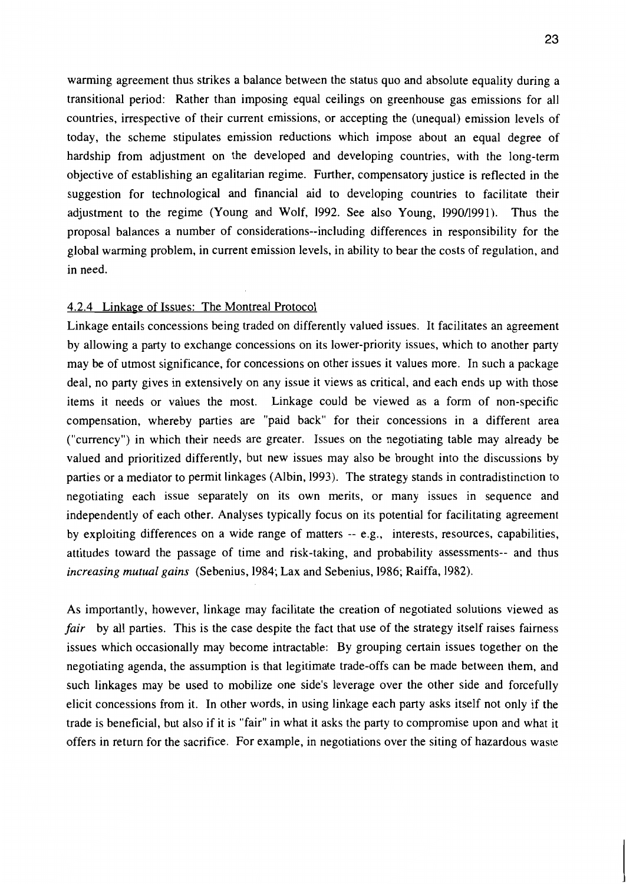warming agreement thus strikes a balance between the status quo and absolute equality during a transitional period: Rather than imposing equal ceilings on greenhouse gas emissions for all countries, irrespective of their current emissions, or accepting the (unequal) emission levels of today, the scheme stipulates emission reductions which impose about an equal degree of hardship from adjustment on the developed and developing countries, with the long-term objective of establishing an egalitarian regime. Further, compensatory justice is reflected in the suggestion for technological and financial aid to developing countries to facilitate their adjustment to the regime (Young and Wolf, 1992. See also Young, 1990/1991). Thus the proposal balances a number of considerations--including differences in responsibility for the global warming problem, in current emission levels, in ability to bear the costs of regulation, and in need.

### 4.2.4 Linkage of Issues: The Montreal Protocol

Linkage entails concessions being traded on differently valued issues. It facilitates an agreement by allowing a party to exchange concessions on its lower-priority issues, which to another party may be of utmost significance, for concessions on other issues it values more. In such a package deal, no party gives in extensively on any issue it views as critical, and each ends up with those items it needs or values the most. Linkage could be viewed as a form of non-specific compensation, whereby parties are "paid back" for their concessions in a different area ("currency") in which their needs are greater. Issues on the negotiating table may already be valued and prioritized differently, but new issues may also be brought into the discussions by parties or a mediator to permit linkages (Albin, 1993). The strategy stands in contradistinction to negotiating each issue separately on its own merits, or many issues in sequence and independently of each other. Analyses typically focus on its potential for facilitating agreement by exploiting differences on a wide range of matters -- e.g., interests, resources, capabilities, attitudes toward the passage of time and risk-taking, and probability assessments-- and thus *increasing mutual gains* (Sebenius, 1984; Lax and Sebenius, 1986; Raiffa, 1982).

As importantly, however, linkage may facilitate the creation of negotiated solutions viewed as *fair* by all parties. This is the case despite the fact that use of the strategy itself raises fairness issues which occasionally may become intractable: By grouping certain issues together on the negotiating agenda, the assumption is that legitimate trade-offs can be made between them, and such linkages may be used to mobilize one side's leverage over the other side and forcefully elicit concessions from it. In other words, in using linkage each party asks itself not only if the trade is beneficial, but also if it is "fair" in what it asks the party to compromise upon and what it offers in return for the sacrifice. For example, in negotiations over the siting of hazardous waste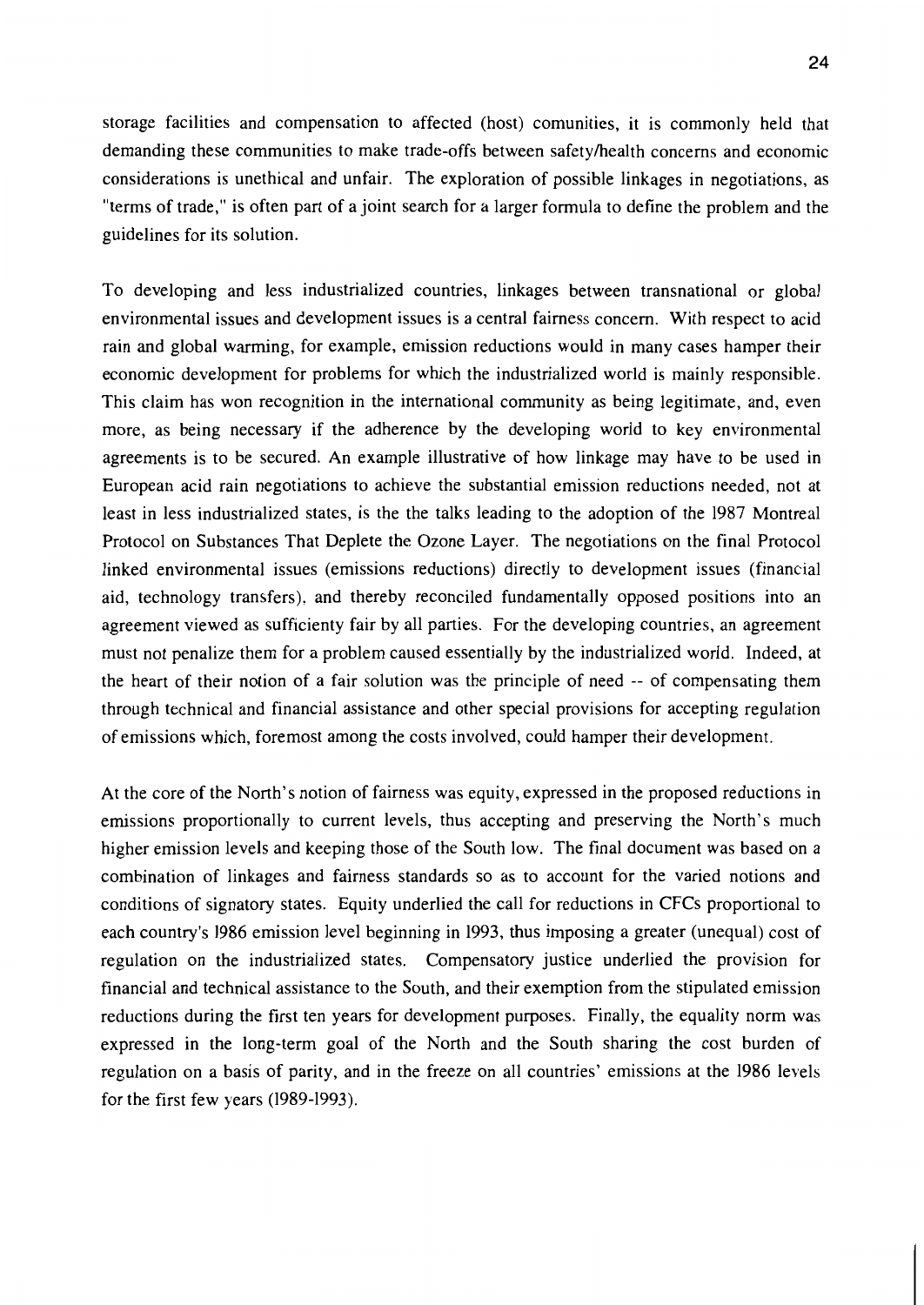storage facilities and compensation to affected (host) comunities, it is commonly held that demanding these communities to make trade-offs between safety/health concerns and economic considerations is unethical and unfair. The exploration of possible linkages in negotiations, as "terms of trade," is often part of a joint search for a larger formula to define the problem and the guidelines for its solution.

To developing and less industrialized countries, linkages between transnational or global environmental issues and development issues is a central fairness concern. With respect to acid rain and global warming, for example, emission reductions would in many cases hamper their economic development for problems for which the industrialized world is mainly responsible. This claim has won recognition in the international community as being legitimate, and, even more, as being necessary if the adherence by the developing world to key environmental agreements is to be secured. An example illustrative of how linkage may have to be used in European acid rain negotiations to achieve the substantial emission reductions needed, not at least in less industrialized states, is the the talks leading to the adoption of the 1987 Montreal Protocol on Substances That Deplete the Ozone Layer. The negotiations on the final Protocol linked environmental issues (emissions reductions) directly to development issues (financial aid, technology transfers), and thereby reconciled fundamentally opposed positions into an agreement viewed as sufficienty fair by all parties. For the developing countries, an agreement must not penalize them for a problem caused essentially by the industrialized world. Indeed, at the heart of their notion of a fair solution was the principle of need -- of compensating them through technical and financial assistance and other special provisions for accepting regulation of emissions which, foremost among the costs involved, could hamper their development.

At the core of the North's notion of fairness was equity, expressed in the proposed reductions in emissions proportionally to current levels, thus accepting and preserving the North's much higher emission levels and keeping those of the South low. The final document was based on a combination of linkages and fairness standards so as to account for the varied notions and conditions of signatory states. Equity underlied the call for reductions in CFCs proportional to each country's 1986 emission level beginning in 1993, thus imposing a greater (unequal) cost of regulation on the industrialized states. Compensatory justice underlied the provision for financial and technical assistance to the South, and their exemption from the stipulated emission reductions during the first ten years for development purposes. Finally, the equality norm was expressed in the long-term goal of the North and the South sharing the cost burden of regulation on a basis of parity, and in the freeze on all countries' emissions at the 1986 levels for the first few years (1989-1993).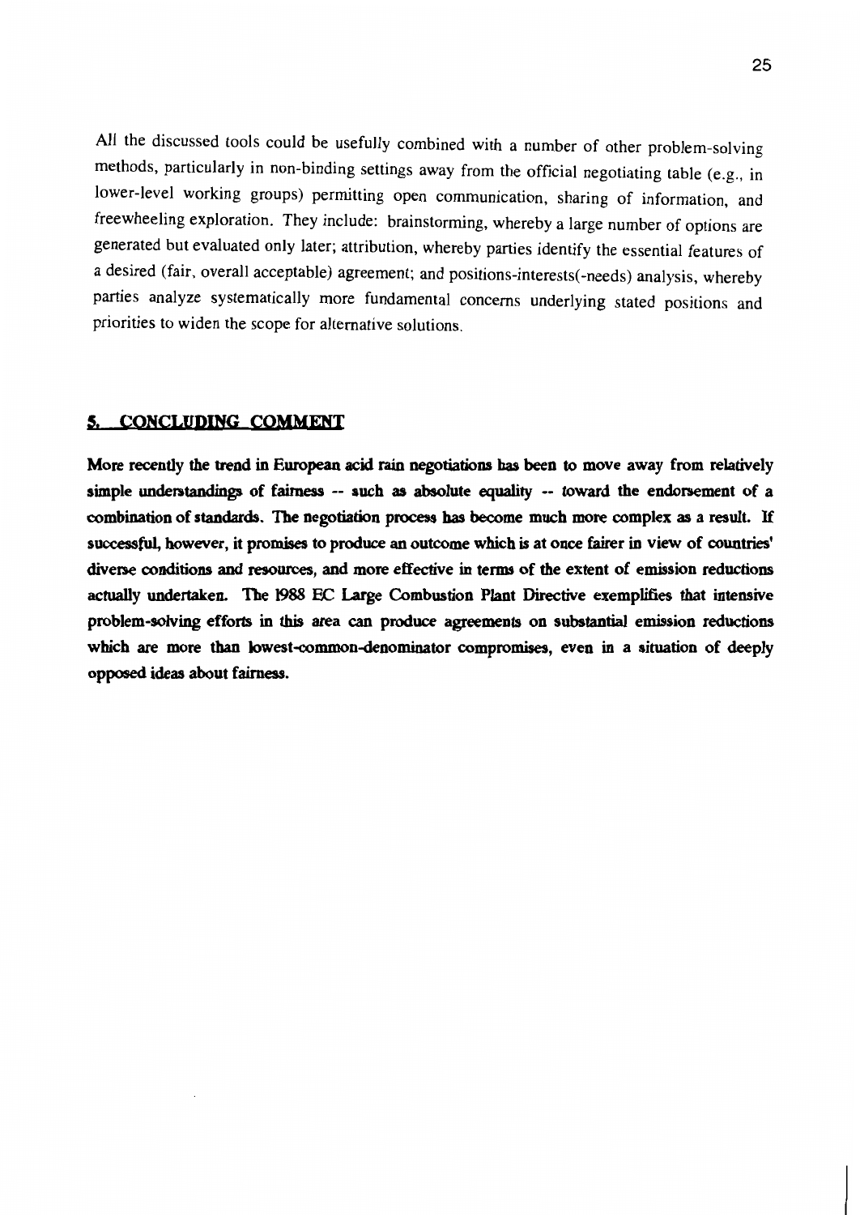All the discussed tools could be usefully combined with a number of other problem-solving methods, particularly in non-binding settings away from the official negotiating table (e.g., in lower-level working groups) permitting open communication, sharing of information, and freewheeling exploration. They include: brainstorming, whereby a large number of options are generated but evaluated only later; attribution, whereby parties identify the essential features of a desired (fair, overall acceptable) agreement; and positions-interests(-needs) analysis, whereby parties analyze systematically more fundamental concerns underlying stated positions and priorities to widen the scope for alternative solutions.

## 5. CONCLUDING COMMENT

**More recently the trend in European acid rain negotiations has been to move away from relatively simple understandings of fairness -- such as absolute equality -- toward the endorsement of a combination of standards. The negotiation process has become much more complex as a result. If successful, however, it promises to produce an outcome which is at once fairer in view of countries' diverse conditions and resources, and more effective in terms of the extent of emission reductions actually undertaken. The 1988 EC Large Combustion Plant Directive exemplifies that intensive problem-solving efforts in this area can produce agreements on substantial emission reductions which are more than lowest-common-denominator compromises, even in a situation of deeply opposed ideas about fairness.**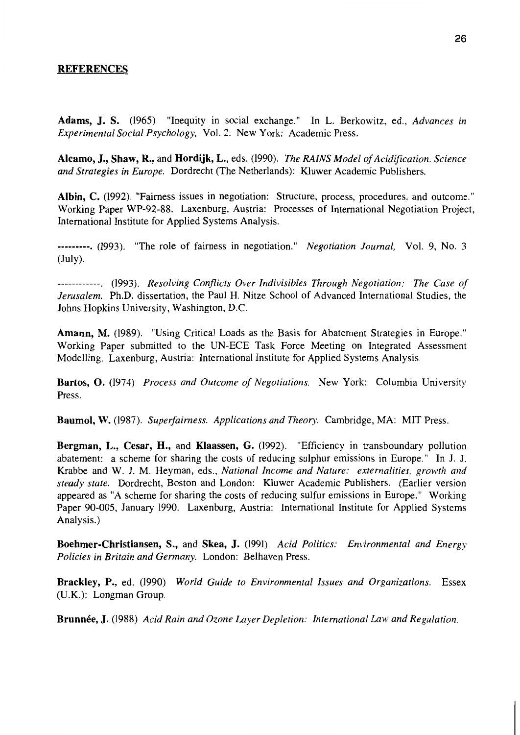## REFERENCES

**Adams, J. S.** (1965) "Inequity in social exchange." In L. Berkowitz, ed., *Advances in Experimental Social Psychology,* Vol. 2. New York: Academic Press.

**Alcamo, J., Shaw, R.,** and **Hordijk, L.,** eds. (1990). *The RAINS Model of Acidification. Science and Strategies in Europe.* Dordrecht (The Netherlands): Kluwer Academic Publishers.

**Albin, C.** (1992). "Fairness issues in negotiation: Structure, process, procedures, and outcome." Working Paper WP-92-88. Laxenburg, Austria: Processes of International Negotiation Project, International Institute for Applied Systems Analysis.

**---------.** (1993). "The role of fairness in negotiation." *Negotiation Journal,* Vol. 9, No. 3 (July).

------------. (1993). *Resolving Conflicts Over Indivisibles Through Negotiation: The Case of Jerusalem.* Ph.D. dissertation, the Paul H. Nitze School of Advanced International Studies, the Johns Hopkins University, Washington, D.C.

**Amann, M.** (1989). "Using Critical Loads as the Basis for Abatement Strategies in Europe." Working Paper submitted to the UN-ECE Task Force Meeting on Integrated Assessment Modelling. Laxenburg, Austria: International Institute for Applied Systems Analysis.

**Bartos, O.** (1974) *Process and Outcome of Negotiations.* New York: Columbia University Press.

**Baumol, W.** (1987). *Superfairness. Applications and Theory.* Cambridge, MA: MIT Press.

**Bergman, L., Cesar, H.,** and **Klaassen, G.** (1992). "Efficiency in transboundary pollution abatement: a scheme for sharing the costs of reducing sulphur emissions in Europe." In J. J. Krabbe and W. J. M. Heyman, eds., *National Income and Nature: externalities, growth and steady state.* Dordrecht, Boston and London: Kluwer Academic Publishers. (Earlier version appeared as "A scheme for sharing the costs of reducing sulfur emissions in Europe." Working Paper 90-005, January 1990. Laxenburg, Austria: International Institute for Applied Systems Analysis.)

**Boehmer-Christiansen, S.,** and **Skea, J.** (1991) *Acid Politics: Environmental and Energy Policies in Britain and Germany.* London: Belhaven Press.

**Brackley, P.,** ed. (1990) *World Guide to Environmental Issues and Organizations.* Essex (U.K.): Longman Group.

**Brunnée, J.** (1988) *Acid Rain and Ozone Layer Depletion: International Law and Regulation.*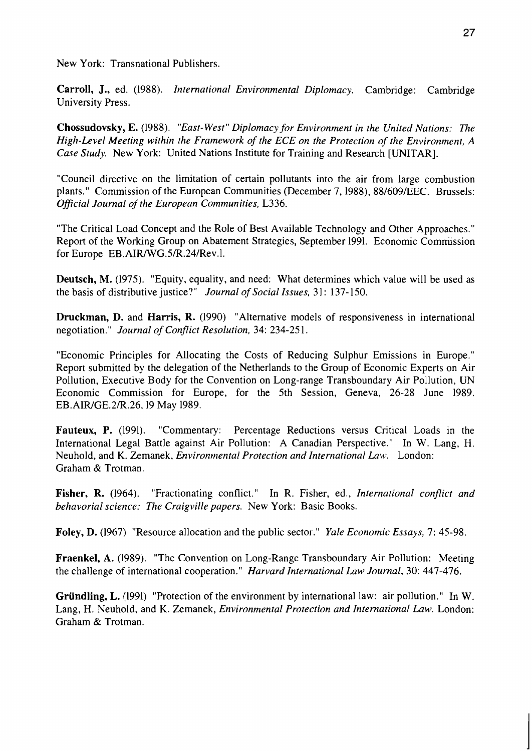New York: Transnational Publishers.

**Carroll, J.**, ed. (1988). *International Environmental Diplomacy.* Cambridge: Cambridge University Press.

**Chossudovsky, E.** (1988). *"East-West" Diplomacy for Environment in the United Nations: The High-Level Meeting within the Framework of the ECE on the Protection of the Environment, A Case Study.* New York: United Nations Institute for Training and Research [UNITAR].

"Council directive on the limitation of certain pollutants into the air from large combustion plants." Commission of the European Communities (December 7, 1988), 88/609/EEC. Brussels: *Official Journal of the European Communities,* L336.

"The Critical Load Concept and the Role of Best Available Technology and Other Approaches." Report of the Working Group on Abatement Strategies, September 1991. Economic Commission for Europe EB.AIR/WG.5/R.24/Rev.1.

**Deutsch, M.** (1975). "Equity, equality, and need: What determines which value will be used as the basis of distributive justice?" *Journal of Social Issues,* 31: 137-150.

**Druckman, D.** and **Harris, R.** (1990) "Alternative models of responsiveness in international negotiation." *Journal of Conflict Resolution,* 34: 234-251.

"Economic Principles for Allocating the Costs of Reducing Sulphur Emissions in Europe." Report submitted by the delegation of the Netherlands to the Group of Economic Experts on Air Pollution, Executive Body for the Convention on Long-range Transboundary Air Pollution, UN Economic Commission for Europe, for the 5th Session, Geneva, 26-28 June 1989. EB.AIR/GE.2/R.26, 19 May 1989.

**Fauteux, P.** (1991). "Commentary: Percentage Reductions versus Critical Loads in the International Legal Battle against Air Pollution: A Canadian Perspective." In W. Lang, H. Neuhold, and K. Zemanek, *Environmental Protection and International Law.* London: Graham & Trotman.

**Fisher, R.** (1964). "Fractionating conflict." In R. Fisher, ed., *International conflict and behavorial science: The Craigville papers.* New York: Basic Books.

**Foley, D.** (1967) "Resource allocation and the public sector." *Yale Economic Essays,* 7: 45-98.

**Fraenkel, A.** (1989). "The Convention on Long-Range Transboundary Air Pollution: Meeting the challenge of international cooperation." *Harvard International Law Journal,* 30: 447-476.

**Gründling, L.** (1991) "Protection of the environment by international law: air pollution." In W. Lang, H. Neuhold, and K. Zemanek, *Environmental Protection and International Law.* London: Graham & Trotman.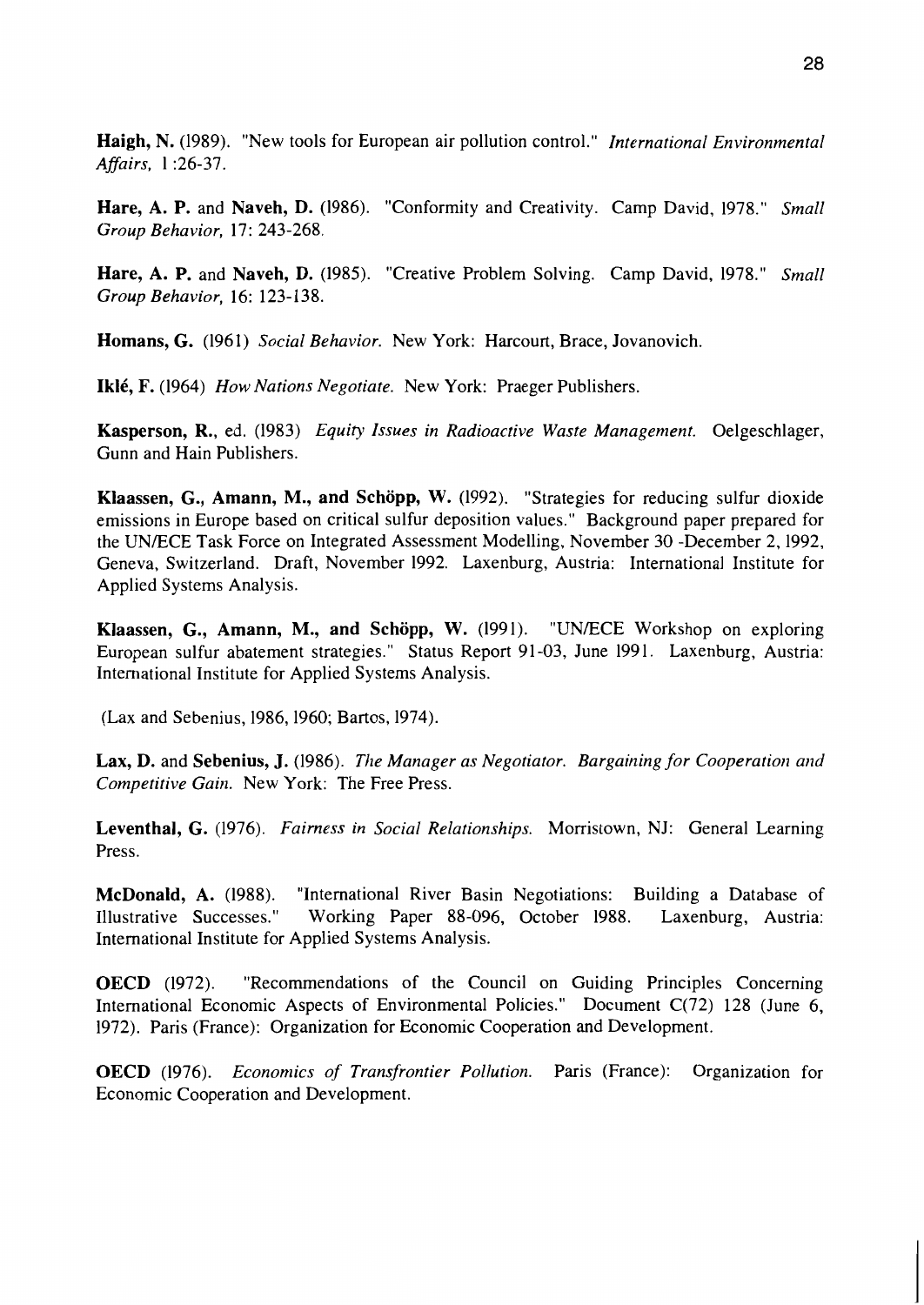**Haigh, N.** (1989). "New tools for European air pollution control." *International Environmental Affairs,* 1:26-37.

**Hare, A. P.** and **Naveh, D.** (1986). "Conformity and Creativity. Camp David, 1978." *Small Group Behavior,* 17: 243-268.

**Hare, A. P.** and **Naveh, D.** (1985). "Creative Problem Solving. Camp David, 1978." *Small Group Behavior,* 16: 123-138.

**Homans, G.** (1961) *Social Behavior.* New York: Harcourt, Brace, Jovanovich.

**Iklé, F.** (1964) *How Nations Negotiate.* New York: Praeger Publishers.

**Kasperson, R.**, ed. (1983) *Equity Issues in Radioactive Waste Management.* Oelgeschlager, Gunn and Hain Publishers.

**Klaassen, G., Amann, M., and Schöpp, W.** (1992). "Strategies for reducing sulfur dioxide emissions in Europe based on critical sulfur deposition values." Background paper prepared for the UN/ECE Task Force on Integrated Assessment Modelling, November 30 -December 2, 1992, Geneva, Switzerland. Draft, November 1992. Laxenburg, Austria: International Institute for Applied Systems Analysis.

**Klaassen, G., Amann, M., and Schöpp, W.** (1991). "UN/ECE Workshop on exploring European sulfur abatement strategies." Status Report 91-03, June 1991. Laxenburg, Austria: International Institute for Applied Systems Analysis.

(Lax and Sebenius, 1986, 1960; Bartos, 1974).

**Lax, D.** and **Sebenius, J.** (1986). *The Manager as Negotiator. Bargaining for Cooperation and Competitive Gain.* New York: The Free Press.

**Leventhal, G.** (1976). *Fairness in Social Relationships.* Morristown, NJ: General Learning Press.

**McDonald, A.** (1988). "International River Basin Negotiations: Building a Database of Illustrative Successes." Working Paper 88-096, October 1988. Laxenburg, Austria: International Institute for Applied Systems Analysis.

**OECD** (1972). "Recommendations of the Council on Guiding Principles Concerning International Economic Aspects of Environmental Policies." Document C(72) 128 (June 6, 1972). Paris (France): Organization for Economic Cooperation and Development.

**OECD** (1976). *Economics of Transfrontier Pollution.* Paris (France): Organization for Economic Cooperation and Development.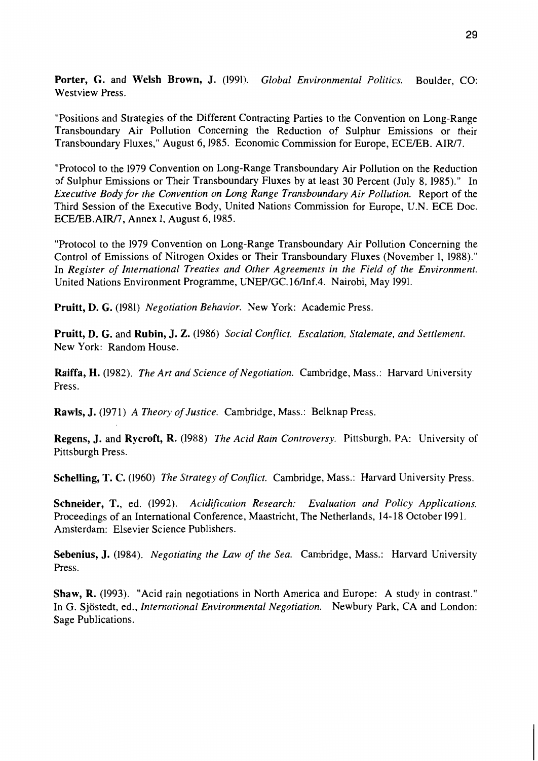**Porter, G.** and **Welsh Brown, J.** (1991). *Global Environmental Politics.* Boulder, CO: Westview Press.

"Positions and Strategies of the Different Contracting Parties to the Convention on Long-Range Transboundary Air Pollution Concerning the Reduction of Sulphur Emissions or their Transboundary Fluxes," August 6, 1985. Economic Commission for Europe, ECE/EB. AIR/7.

"Protocol to the 1979 Convention on Long-Range Transboundary Air Pollution on the Reduction of Sulphur Emissions or Their Transboundary Fluxes by at least 30 Percent (July 8, 1985)." In *Executive Body for the Convention on Long Range Transboundary Air Pollution.* Report of the Third Session of the Executive Body, United Nations Commission for Europe, U.N. ECE Doc. ECE/EB.AIR/7, Annex 1, August 6, 1985.

"Protocol to the 1979 Convention on Long-Range Transboundary Air Pollution Concerning the Control of Emissions of Nitrogen Oxides or Their Transboundary Fluxes (November 1, 1988)." In *Register of International Treaties and Other Agreements in the Field of the Environment.* United Nations Environment Programme, UNEP/GC.16/Inf.4. Nairobi, May 1991.

**Pruitt, D. G.** (1981) *Negotiation Behavior.* New York: Academic Press.

**Pruitt, D. G.** and **Rubin, J. Z.** (1986) *Social Conflict. Escalation, Stalemate, and Settlement.* New York: Random House.

**Raiffa, H.** (1982). *The Art and Science of Negotiation.* Cambridge, Mass.: Harvard University Press.

**Rawls, J.** (1971) *A Theory of Justice.* Cambridge, Mass.: Belknap Press.

**Regens, J.** and **Rycroft, R.** (1988) *The Acid Rain Controversy.* Pittsburgh, PA: University of Pittsburgh Press.

**Schelling, T. C.** (1960) *The Strategy of Conflict.* Cambridge, Mass.: Harvard University Press.

**Schneider, T.**, ed. (1992). *Acidification Research: Evaluation and Policy Applications.* Proceedings of an International Conference, Maastricht, The Netherlands, 14-18 October 1991. Amsterdam: Elsevier Science Publishers.

**Sebenius, J.** (1984). *Negotiating the Law of the Sea.* Cambridge, Mass.: Harvard University Press.

**Shaw, R.** (1993). "Acid rain negotiations in North America and Europe: A study in contrast." In G. Sjöstedt, ed., *International Environmental Negotiation.* Newbury Park, CA and London: Sage Publications.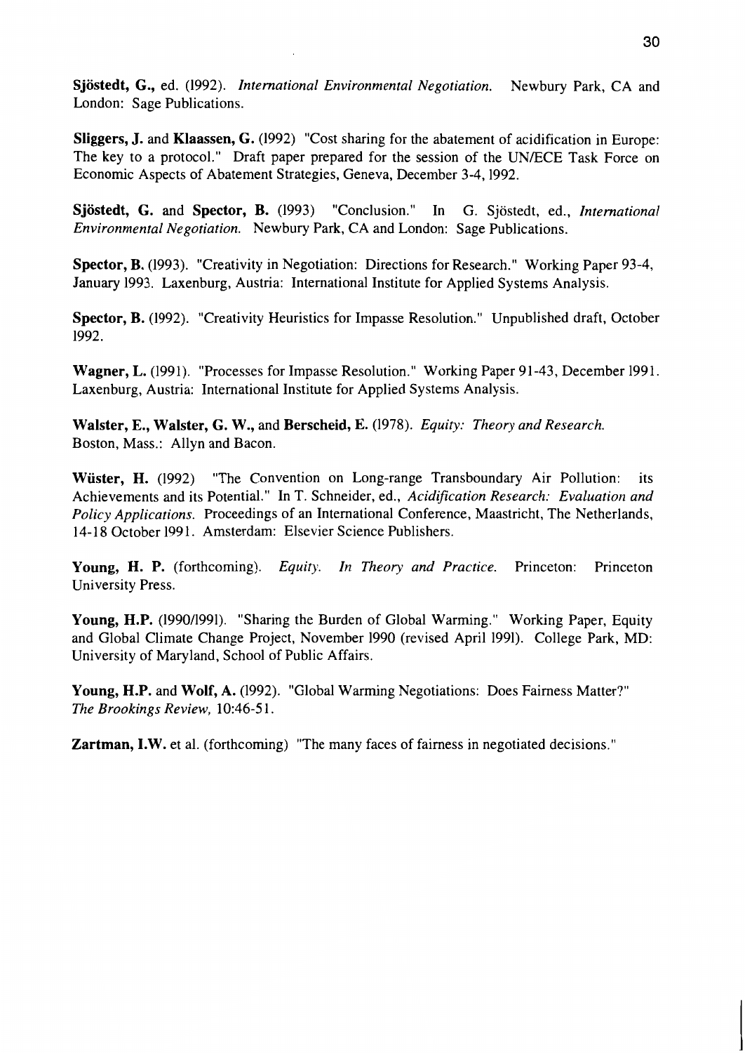**Sjöstedt, G.,** ed. (1992). *International Environmental Negotiation.* Newbury Park, CA and London: Sage Publications.

**Sliggers, J.** and **Klaassen, G.** (1992) "Cost sharing for the abatement of acidification in Europe: The key to a protocol." Draft paper prepared for the session of the UN/ECE Task Force on Economic Aspects of Abatement Strategies, Geneva, December 3-4, 1992.

**Sjöstedt, G.** and **Spector, B.** (1993) "Conclusion." In G. Sjöstedt, ed., *International Environmental Negotiation.* Newbury Park, CA and London: Sage Publications.

**Spector, B.** (1993). "Creativity in Negotiation: Directions for Research." Working Paper 93-4, January 1993. Laxenburg, Austria: International Institute for Applied Systems Analysis.

**Spector, B.** (1992). "Creativity Heuristics for Impasse Resolution." Unpublished draft, October 1992.

**Wagner, L.** (1991). "Processes for Impasse Resolution." Working Paper 91-43, December 1991. Laxenburg, Austria: International Institute for Applied Systems Analysis.

**Walster, E., Walster, G. W.,** and **Berscheid, E.** (1978). *Equity: Theory and Research.* Boston, Mass.: Allyn and Bacon.

**Wüster, H.** (1992) "The Convention on Long-range Transboundary Air Pollution: its Achievements and its Potential." In T. Schneider, ed., *Acidification Research: Evaluation and Policy Applications.* Proceedings of an International Conference, Maastricht, The Netherlands, 14-18 October 1991. Amsterdam: Elsevier Science Publishers.

**Young, H. P.** (forthcoming). *Equity. In Theory and Practice.* Princeton: Princeton University Press.

**Young, H.P.** (1990/1991). "Sharing the Burden of Global Warming." Working Paper, Equity and Global Climate Change Project, November 1990 (revised April 1991). College Park, MD: University of Maryland, School of Public Affairs.

**Young, H.P.** and **Wolf, A.** (1992). "Global Warming Negotiations: Does Fairness Matter?" *The Brookings Review,* 10:46-51.

**Zartman, I.W.** et al. (forthcoming) "The many faces of fairness in negotiated decisions."